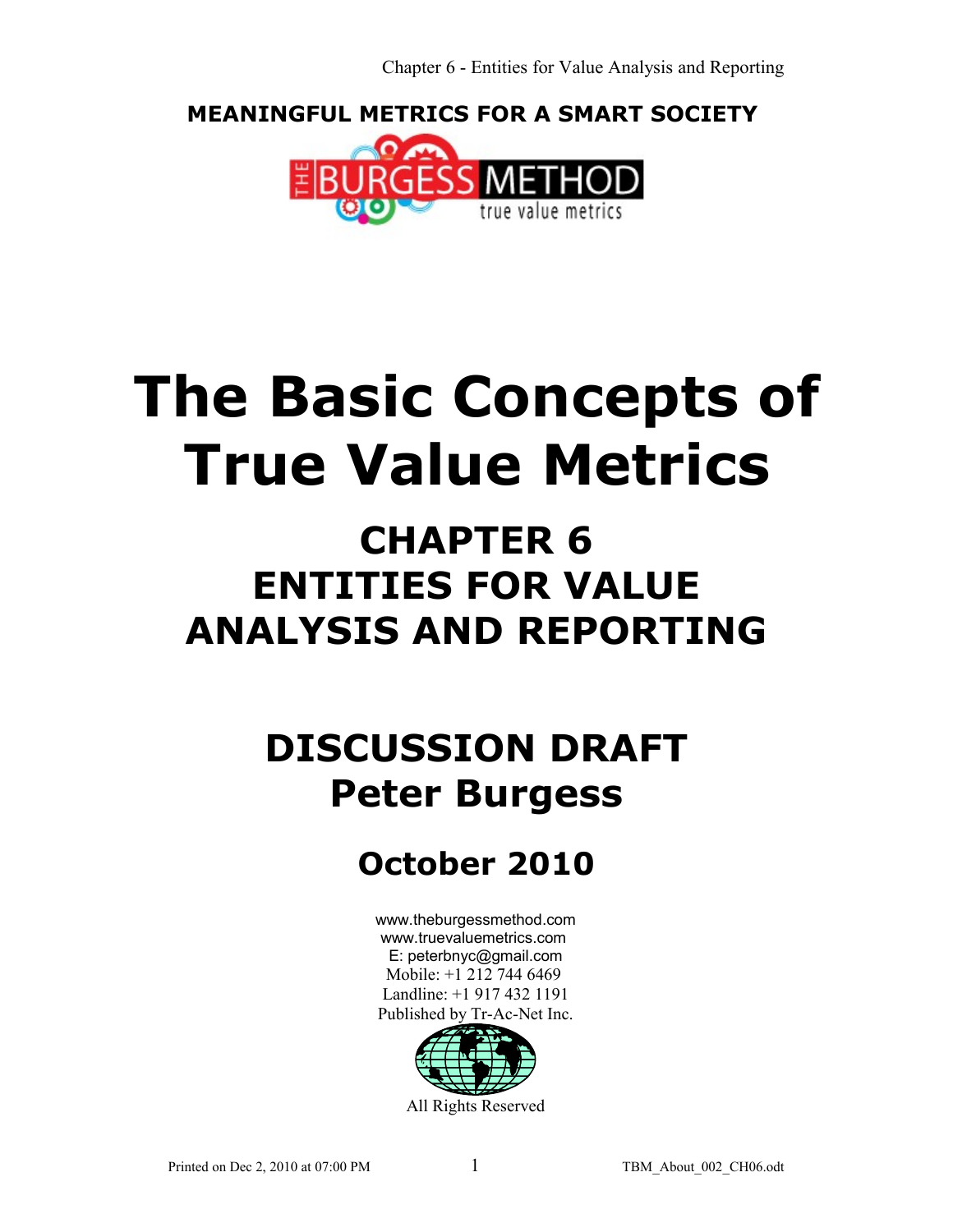**MEANINGFUL METRICS FOR A SMART SOCIETY**

THE BURGESS METHOD

true value metrics

# The Basic Concepts of True Value Metrics

## CHAPTER 6
## ENTITIES FOR VALUE ANALYSIS AND REPORTING

## DISCUSSION DRAFT
## Peter Burgess

## October 2010

www.theburgessmethod.com
www.truevaluemetrics.com
E: peterbnyc@gmail.com
Mobile: +1 212 744 6469
Landline: +1 917 432 1191
Published by Tr-Ac-Net Inc.

All Rights Reserved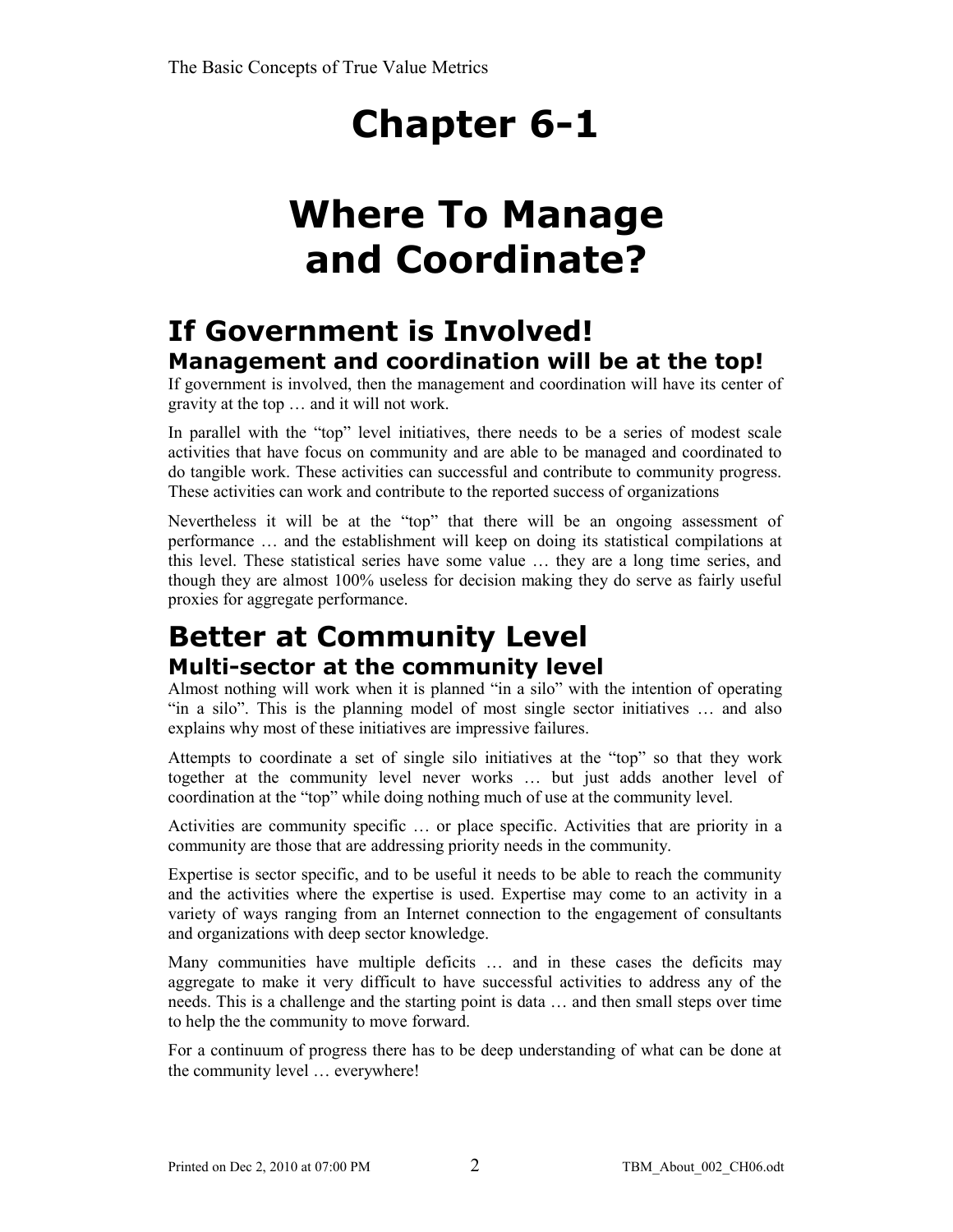# Chapter 6-1

# Where To Manage and Coordinate?

## If Government is Involved!

### Management and coordination will be at the top!

If government is involved, then the management and coordination will have its center of gravity at the top … and it will not work.

In parallel with the "top" level initiatives, there needs to be a series of modest scale activities that have focus on community and are able to be managed and coordinated to do tangible work. These activities can successful and contribute to community progress. These activities can work and contribute to the reported success of organizations

Nevertheless it will be at the "top" that there will be an ongoing assessment of performance … and the establishment will keep on doing its statistical compilations at this level. These statistical series have some value … they are a long time series, and though they are almost 100% useless for decision making they do serve as fairly useful proxies for aggregate performance.

## Better at Community Level

### Multi-sector at the community level

Almost nothing will work when it is planned "in a silo" with the intention of operating "in a silo". This is the planning model of most single sector initiatives … and also explains why most of these initiatives are impressive failures.

Attempts to coordinate a set of single silo initiatives at the "top" so that they work together at the community level never works … but just adds another level of coordination at the "top" while doing nothing much of use at the community level.

Activities are community specific … or place specific. Activities that are priority in a community are those that are addressing priority needs in the community.

Expertise is sector specific, and to be useful it needs to be able to reach the community and the activities where the expertise is used. Expertise may come to an activity in a variety of ways ranging from an Internet connection to the engagement of consultants and organizations with deep sector knowledge.

Many communities have multiple deficits … and in these cases the deficits may aggregate to make it very difficult to have successful activities to address any of the needs. This is a challenge and the starting point is data … and then small steps over time to help the the community to move forward.

For a continuum of progress there has to be deep understanding of what can be done at the community level … everywhere!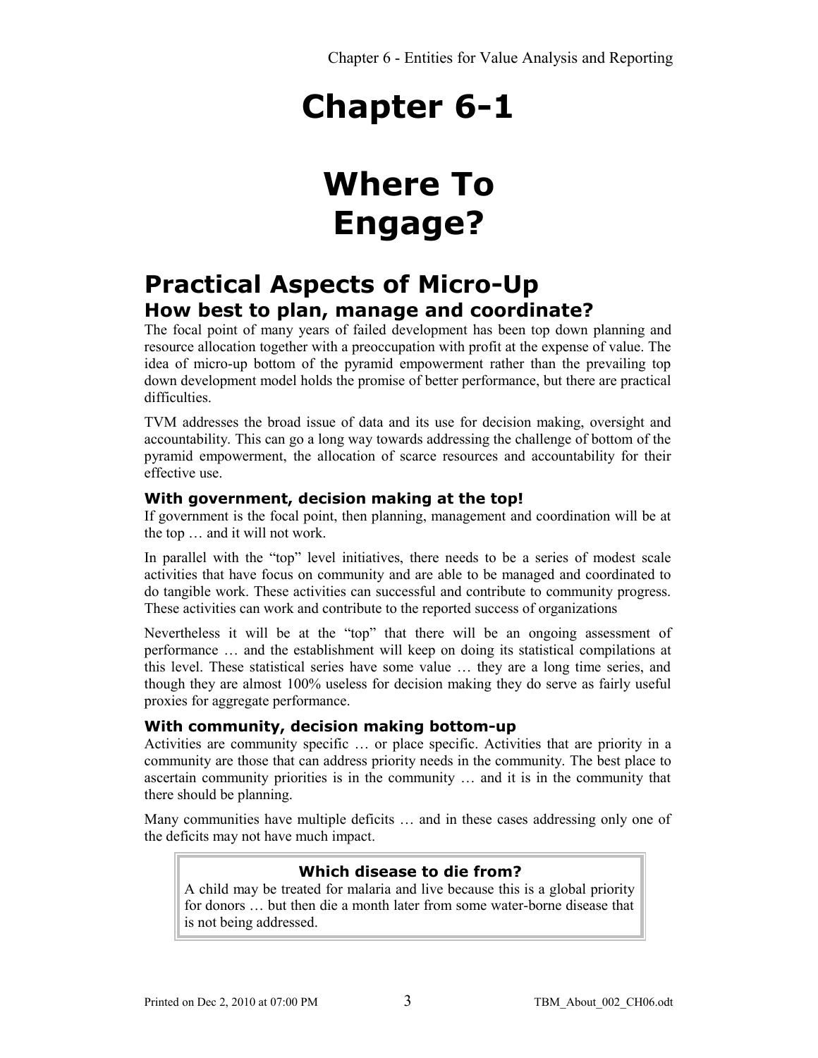# Chapter 6-1

# Where To Engage?

## Practical Aspects of Micro-Up

### How best to plan, manage and coordinate?

The focal point of many years of failed development has been top down planning and resource allocation together with a preoccupation with profit at the expense of value. The idea of micro-up bottom of the pyramid empowerment rather than the prevailing top down development model holds the promise of better performance, but there are practical difficulties.

TVM addresses the broad issue of data and its use for decision making, oversight and accountability. This can go a long way towards addressing the challenge of bottom of the pyramid empowerment, the allocation of scarce resources and accountability for their effective use.

#### With government, decision making at the top!

If government is the focal point, then planning, management and coordination will be at the top … and it will not work.

In parallel with the "top" level initiatives, there needs to be a series of modest scale activities that have focus on community and are able to be managed and coordinated to do tangible work. These activities can successful and contribute to community progress. These activities can work and contribute to the reported success of organizations

Nevertheless it will be at the "top" that there will be an ongoing assessment of performance … and the establishment will keep on doing its statistical compilations at this level. These statistical series have some value … they are a long time series, and though they are almost 100% useless for decision making they do serve as fairly useful proxies for aggregate performance.

#### With community, decision making bottom-up

Activities are community specific … or place specific. Activities that are priority in a community are those that can address priority needs in the community. The best place to ascertain community priorities is in the community … and it is in the community that there should be planning.

Many communities have multiple deficits … and in these cases addressing only one of the deficits may not have much impact.

> **Which disease to die from?**
>
> A child may be treated for malaria and live because this is a global priority for donors … but then die a month later from some water-borne disease that is not being addressed.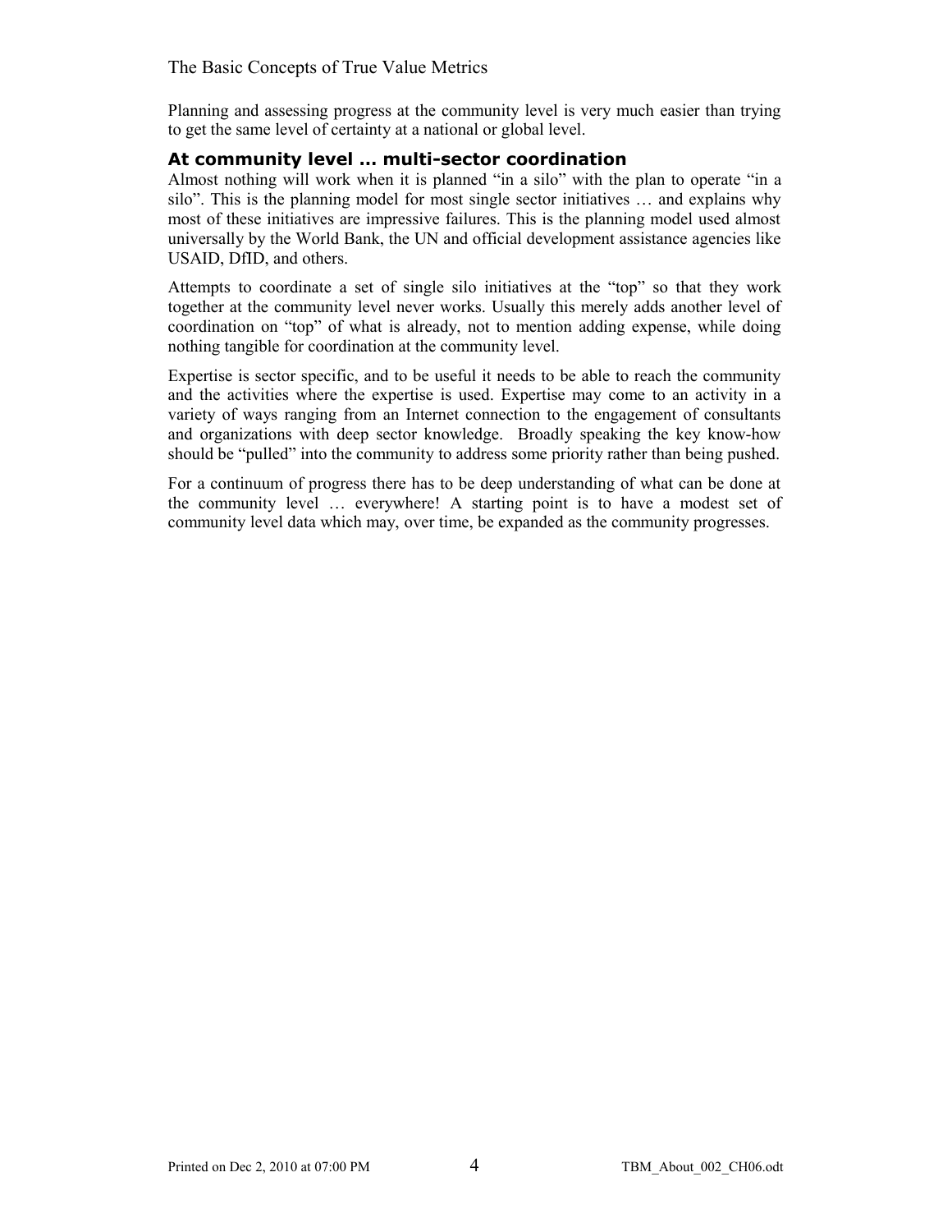Planning and assessing progress at the community level is very much easier than trying to get the same level of certainty at a national or global level.

### At community level … multi-sector coordination

Almost nothing will work when it is planned "in a silo" with the plan to operate "in a silo". This is the planning model for most single sector initiatives … and explains why most of these initiatives are impressive failures. This is the planning model used almost universally by the World Bank, the UN and official development assistance agencies like USAID, DfID, and others.

Attempts to coordinate a set of single silo initiatives at the "top" so that they work together at the community level never works. Usually this merely adds another level of coordination on "top" of what is already, not to mention adding expense, while doing nothing tangible for coordination at the community level.

Expertise is sector specific, and to be useful it needs to be able to reach the community and the activities where the expertise is used. Expertise may come to an activity in a variety of ways ranging from an Internet connection to the engagement of consultants and organizations with deep sector knowledge. Broadly speaking the key know-how should be "pulled" into the community to address some priority rather than being pushed.

For a continuum of progress there has to be deep understanding of what can be done at the community level … everywhere! A starting point is to have a modest set of community level data which may, over time, be expanded as the community progresses.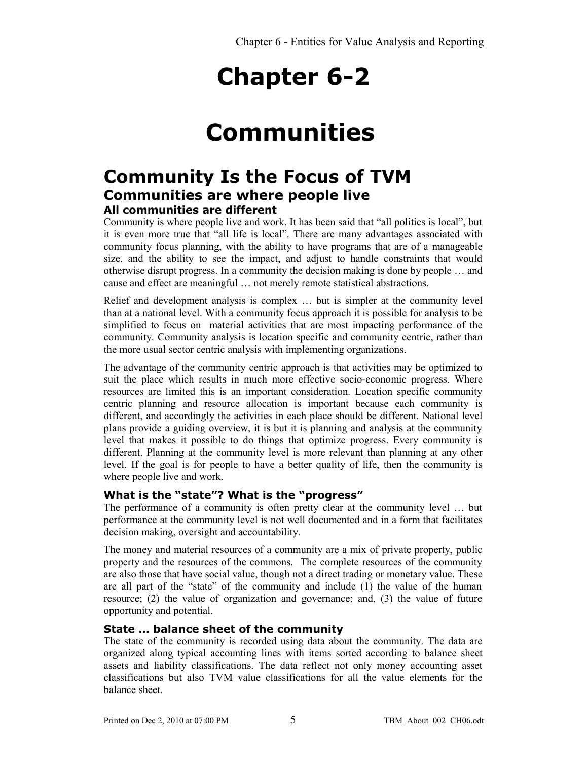# Chapter 6-2

# Communities

## Community Is the Focus of TVM

### Communities are where people live

#### All communities are different

Community is where people live and work. It has been said that "all politics is local", but it is even more true that "all life is local". There are many advantages associated with community focus planning, with the ability to have programs that are of a manageable size, and the ability to see the impact, and adjust to handle constraints that would otherwise disrupt progress. In a community the decision making is done by people … and cause and effect are meaningful … not merely remote statistical abstractions.

Relief and development analysis is complex … but is simpler at the community level than at a national level. With a community focus approach it is possible for analysis to be simplified to focus on material activities that are most impacting performance of the community. Community analysis is location specific and community centric, rather than the more usual sector centric analysis with implementing organizations.

The advantage of the community centric approach is that activities may be optimized to suit the place which results in much more effective socio-economic progress. Where resources are limited this is an important consideration. Location specific community centric planning and resource allocation is important because each community is different, and accordingly the activities in each place should be different. National level plans provide a guiding overview, it is but it is planning and analysis at the community level that makes it possible to do things that optimize progress. Every community is different. Planning at the community level is more relevant than planning at any other level. If the goal is for people to have a better quality of life, then the community is where people live and work.

#### What is the "state"? What is the "progress"

The performance of a community is often pretty clear at the community level … but performance at the community level is not well documented and in a form that facilitates decision making, oversight and accountability.

The money and material resources of a community are a mix of private property, public property and the resources of the commons. The complete resources of the community are also those that have social value, though not a direct trading or monetary value. These are all part of the "state" of the community and include (1) the value of the human resource; (2) the value of organization and governance; and, (3) the value of future opportunity and potential.

#### State … balance sheet of the community

The state of the community is recorded using data about the community. The data are organized along typical accounting lines with items sorted according to balance sheet assets and liability classifications. The data reflect not only money accounting asset classifications but also TVM value classifications for all the value elements for the balance sheet.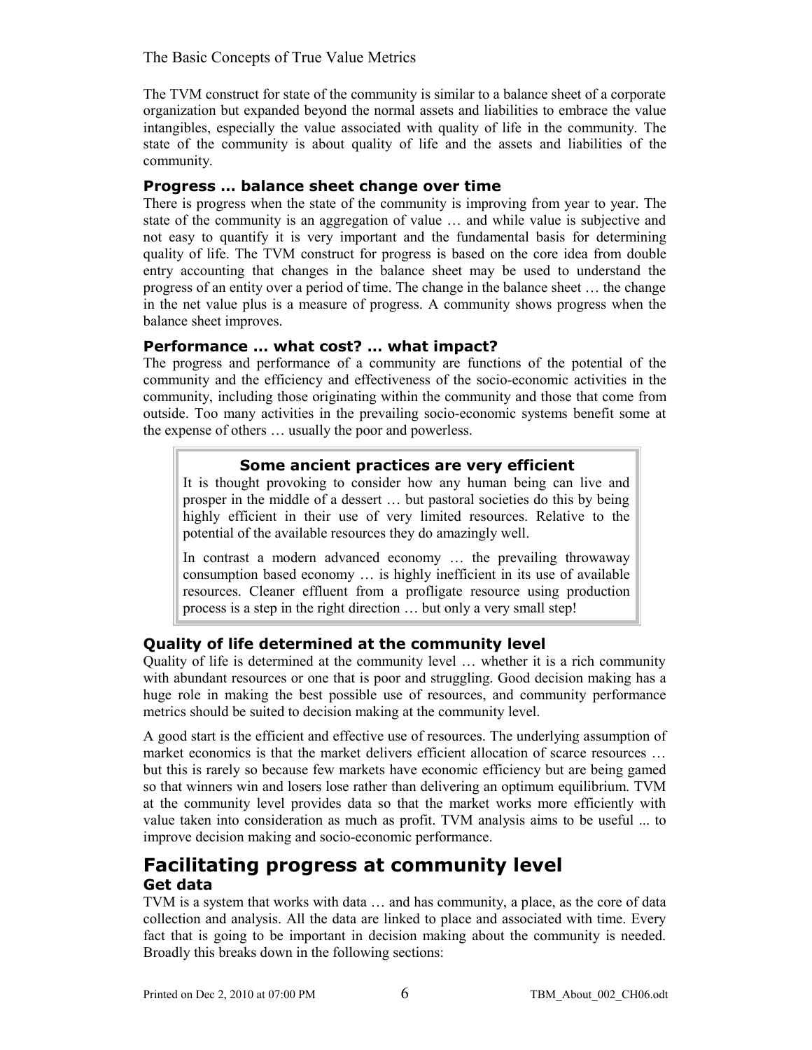The TVM construct for state of the community is similar to a balance sheet of a corporate organization but expanded beyond the normal assets and liabilities to embrace the value intangibles, especially the value associated with quality of life in the community. The state of the community is about quality of life and the assets and liabilities of the community.

### Progress … balance sheet change over time

There is progress when the state of the community is improving from year to year. The state of the community is an aggregation of value … and while value is subjective and not easy to quantify it is very important and the fundamental basis for determining quality of life. The TVM construct for progress is based on the core idea from double entry accounting that changes in the balance sheet may be used to understand the progress of an entity over a period of time. The change in the balance sheet … the change in the net value plus is a measure of progress. A community shows progress when the balance sheet improves.

### Performance … what cost? … what impact?

The progress and performance of a community are functions of the potential of the community and the efficiency and effectiveness of the socio-economic activities in the community, including those originating within the community and those that come from outside. Too many activities in the prevailing socio-economic systems benefit some at the expense of others … usually the poor and powerless.

> **Some ancient practices are very efficient**
>
> It is thought provoking to consider how any human being can live and prosper in the middle of a dessert … but pastoral societies do this by being highly efficient in their use of very limited resources. Relative to the potential of the available resources they do amazingly well.
>
> In contrast a modern advanced economy … the prevailing throwaway consumption based economy … is highly inefficient in its use of available resources. Cleaner effluent from a profligate resource using production process is a step in the right direction … but only a very small step!

### Quality of life determined at the community level

Quality of life is determined at the community level … whether it is a rich community with abundant resources or one that is poor and struggling. Good decision making has a huge role in making the best possible use of resources, and community performance metrics should be suited to decision making at the community level.

A good start is the efficient and effective use of resources. The underlying assumption of market economics is that the market delivers efficient allocation of scarce resources … but this is rarely so because few markets have economic efficiency but are being gamed so that winners win and losers lose rather than delivering an optimum equilibrium. TVM at the community level provides data so that the market works more efficiently with value taken into consideration as much as profit. TVM analysis aims to be useful ... to improve decision making and socio-economic performance.

## Facilitating progress at community level

### Get data

TVM is a system that works with data … and has community, a place, as the core of data collection and analysis. All the data are linked to place and associated with time. Every fact that is going to be important in decision making about the community is needed. Broadly this breaks down in the following sections: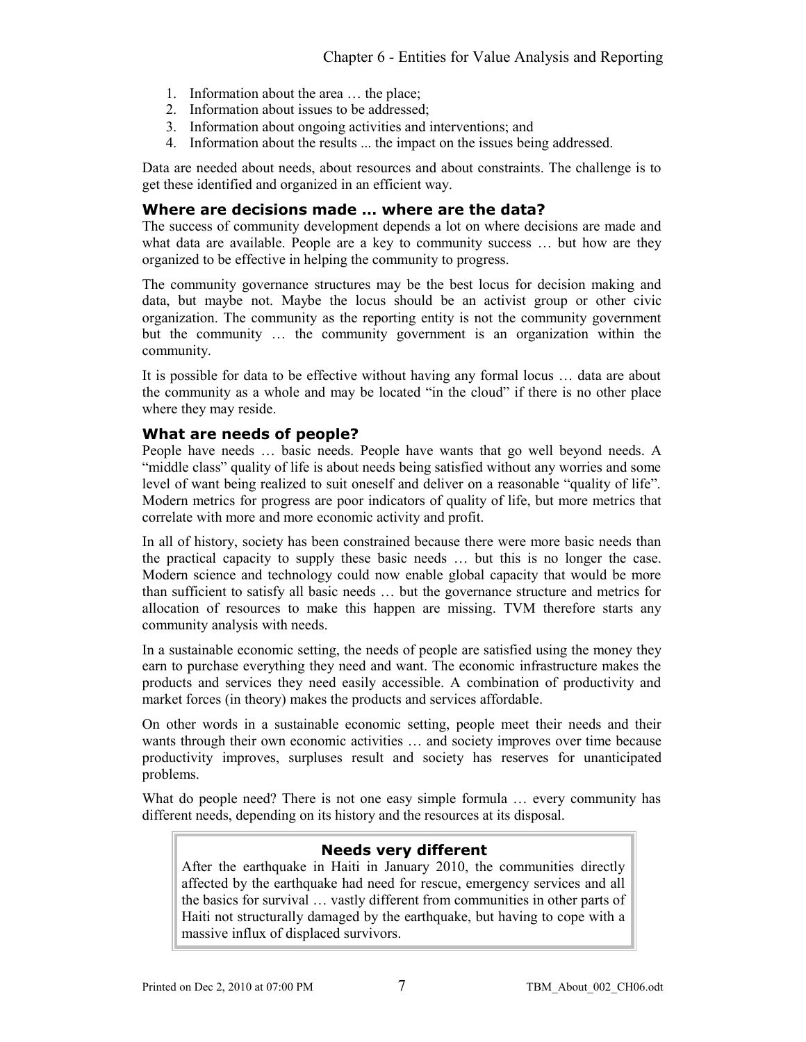1. Information about the area … the place;
2. Information about issues to be addressed;
3. Information about ongoing activities and interventions; and
4. Information about the results ... the impact on the issues being addressed.

Data are needed about needs, about resources and about constraints. The challenge is to get these identified and organized in an efficient way.

### Where are decisions made … where are the data?

The success of community development depends a lot on where decisions are made and what data are available. People are a key to community success … but how are they organized to be effective in helping the community to progress.

The community governance structures may be the best locus for decision making and data, but maybe not. Maybe the locus should be an activist group or other civic organization. The community as the reporting entity is not the community government but the community … the community government is an organization within the community.

It is possible for data to be effective without having any formal locus … data are about the community as a whole and may be located "in the cloud" if there is no other place where they may reside.

### What are needs of people?

People have needs … basic needs. People have wants that go well beyond needs. A "middle class" quality of life is about needs being satisfied without any worries and some level of want being realized to suit oneself and deliver on a reasonable "quality of life". Modern metrics for progress are poor indicators of quality of life, but more metrics that correlate with more and more economic activity and profit.

In all of history, society has been constrained because there were more basic needs than the practical capacity to supply these basic needs … but this is no longer the case. Modern science and technology could now enable global capacity that would be more than sufficient to satisfy all basic needs … but the governance structure and metrics for allocation of resources to make this happen are missing. TVM therefore starts any community analysis with needs.

In a sustainable economic setting, the needs of people are satisfied using the money they earn to purchase everything they need and want. The economic infrastructure makes the products and services they need easily accessible. A combination of productivity and market forces (in theory) makes the products and services affordable.

On other words in a sustainable economic setting, people meet their needs and their wants through their own economic activities … and society improves over time because productivity improves, surpluses result and society has reserves for unanticipated problems.

What do people need? There is not one easy simple formula … every community has different needs, depending on its history and the resources at its disposal.

> **Needs very different**
>
> After the earthquake in Haiti in January 2010, the communities directly affected by the earthquake had need for rescue, emergency services and all the basics for survival … vastly different from communities in other parts of Haiti not structurally damaged by the earthquake, but having to cope with a massive influx of displaced survivors.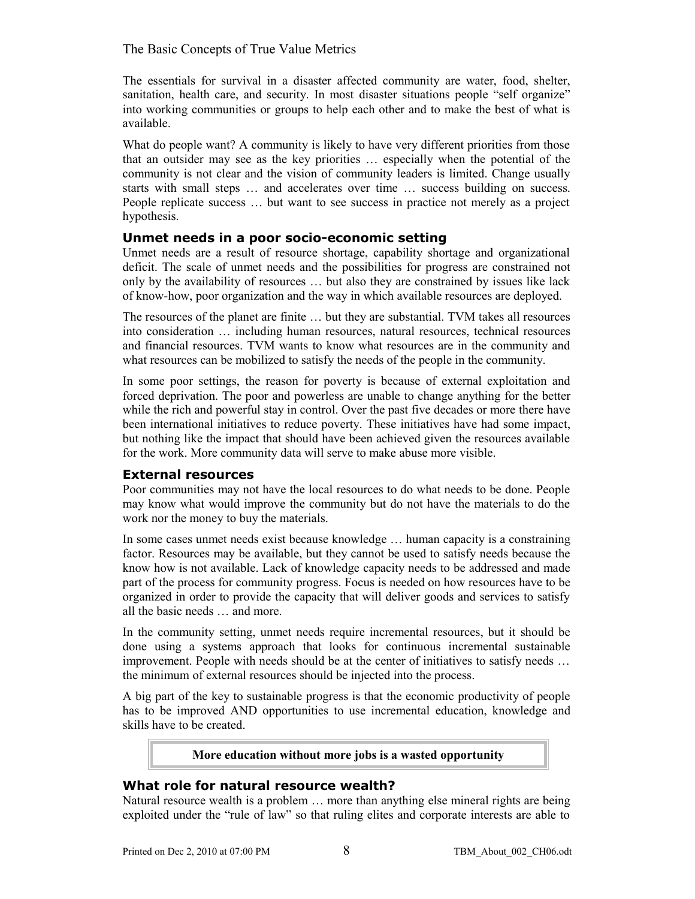The essentials for survival in a disaster affected community are water, food, shelter, sanitation, health care, and security. In most disaster situations people "self organize" into working communities or groups to help each other and to make the best of what is available.

What do people want? A community is likely to have very different priorities from those that an outsider may see as the key priorities … especially when the potential of the community is not clear and the vision of community leaders is limited. Change usually starts with small steps … and accelerates over time … success building on success. People replicate success … but want to see success in practice not merely as a project hypothesis.

### Unmet needs in a poor socio-economic setting

Unmet needs are a result of resource shortage, capability shortage and organizational deficit. The scale of unmet needs and the possibilities for progress are constrained not only by the availability of resources … but also they are constrained by issues like lack of know-how, poor organization and the way in which available resources are deployed.

The resources of the planet are finite … but they are substantial. TVM takes all resources into consideration … including human resources, natural resources, technical resources and financial resources. TVM wants to know what resources are in the community and what resources can be mobilized to satisfy the needs of the people in the community.

In some poor settings, the reason for poverty is because of external exploitation and forced deprivation. The poor and powerless are unable to change anything for the better while the rich and powerful stay in control. Over the past five decades or more there have been international initiatives to reduce poverty. These initiatives have had some impact, but nothing like the impact that should have been achieved given the resources available for the work. More community data will serve to make abuse more visible.

### External resources

Poor communities may not have the local resources to do what needs to be done. People may know what would improve the community but do not have the materials to do the work nor the money to buy the materials.

In some cases unmet needs exist because knowledge … human capacity is a constraining factor. Resources may be available, but they cannot be used to satisfy needs because the know how is not available. Lack of knowledge capacity needs to be addressed and made part of the process for community progress. Focus is needed on how resources have to be organized in order to provide the capacity that will deliver goods and services to satisfy all the basic needs … and more.

In the community setting, unmet needs require incremental resources, but it should be done using a systems approach that looks for continuous incremental sustainable improvement. People with needs should be at the center of initiatives to satisfy needs … the minimum of external resources should be injected into the process.

A big part of the key to sustainable progress is that the economic productivity of people has to be improved AND opportunities to use incremental education, knowledge and skills have to be created.

**More education without more jobs is a wasted opportunity**

### What role for natural resource wealth?

Natural resource wealth is a problem … more than anything else mineral rights are being exploited under the "rule of law" so that ruling elites and corporate interests are able to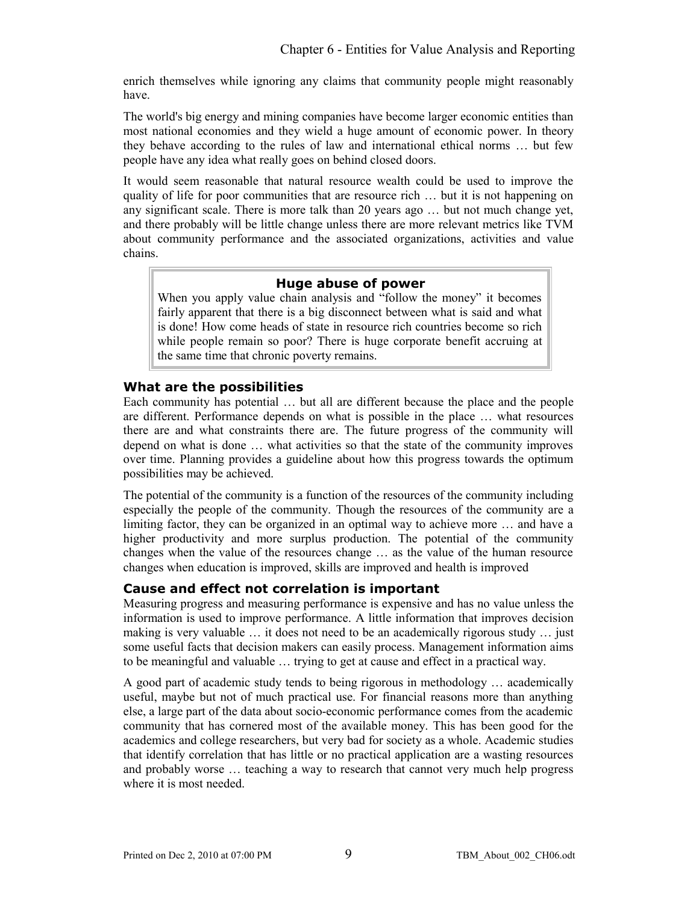enrich themselves while ignoring any claims that community people might reasonably have.

The world's big energy and mining companies have become larger economic entities than most national economies and they wield a huge amount of economic power. In theory they behave according to the rules of law and international ethical norms … but few people have any idea what really goes on behind closed doors.

It would seem reasonable that natural resource wealth could be used to improve the quality of life for poor communities that are resource rich … but it is not happening on any significant scale. There is more talk than 20 years ago … but not much change yet, and there probably will be little change unless there are more relevant metrics like TVM about community performance and the associated organizations, activities and value chains.

> **Huge abuse of power**
>
> When you apply value chain analysis and "follow the money" it becomes fairly apparent that there is a big disconnect between what is said and what is done! How come heads of state in resource rich countries become so rich while people remain so poor? There is huge corporate benefit accruing at the same time that chronic poverty remains.

### What are the possibilities

Each community has potential … but all are different because the place and the people are different. Performance depends on what is possible in the place … what resources there are and what constraints there are. The future progress of the community will depend on what is done … what activities so that the state of the community improves over time. Planning provides a guideline about how this progress towards the optimum possibilities may be achieved.

The potential of the community is a function of the resources of the community including especially the people of the community. Though the resources of the community are a limiting factor, they can be organized in an optimal way to achieve more … and have a higher productivity and more surplus production. The potential of the community changes when the value of the resources change … as the value of the human resource changes when education is improved, skills are improved and health is improved

### Cause and effect not correlation is important

Measuring progress and measuring performance is expensive and has no value unless the information is used to improve performance. A little information that improves decision making is very valuable … it does not need to be an academically rigorous study … just some useful facts that decision makers can easily process. Management information aims to be meaningful and valuable … trying to get at cause and effect in a practical way.

A good part of academic study tends to being rigorous in methodology … academically useful, maybe but not of much practical use. For financial reasons more than anything else, a large part of the data about socio-economic performance comes from the academic community that has cornered most of the available money. This has been good for the academics and college researchers, but very bad for society as a whole. Academic studies that identify correlation that has little or no practical application are a wasting resources and probably worse … teaching a way to research that cannot very much help progress where it is most needed.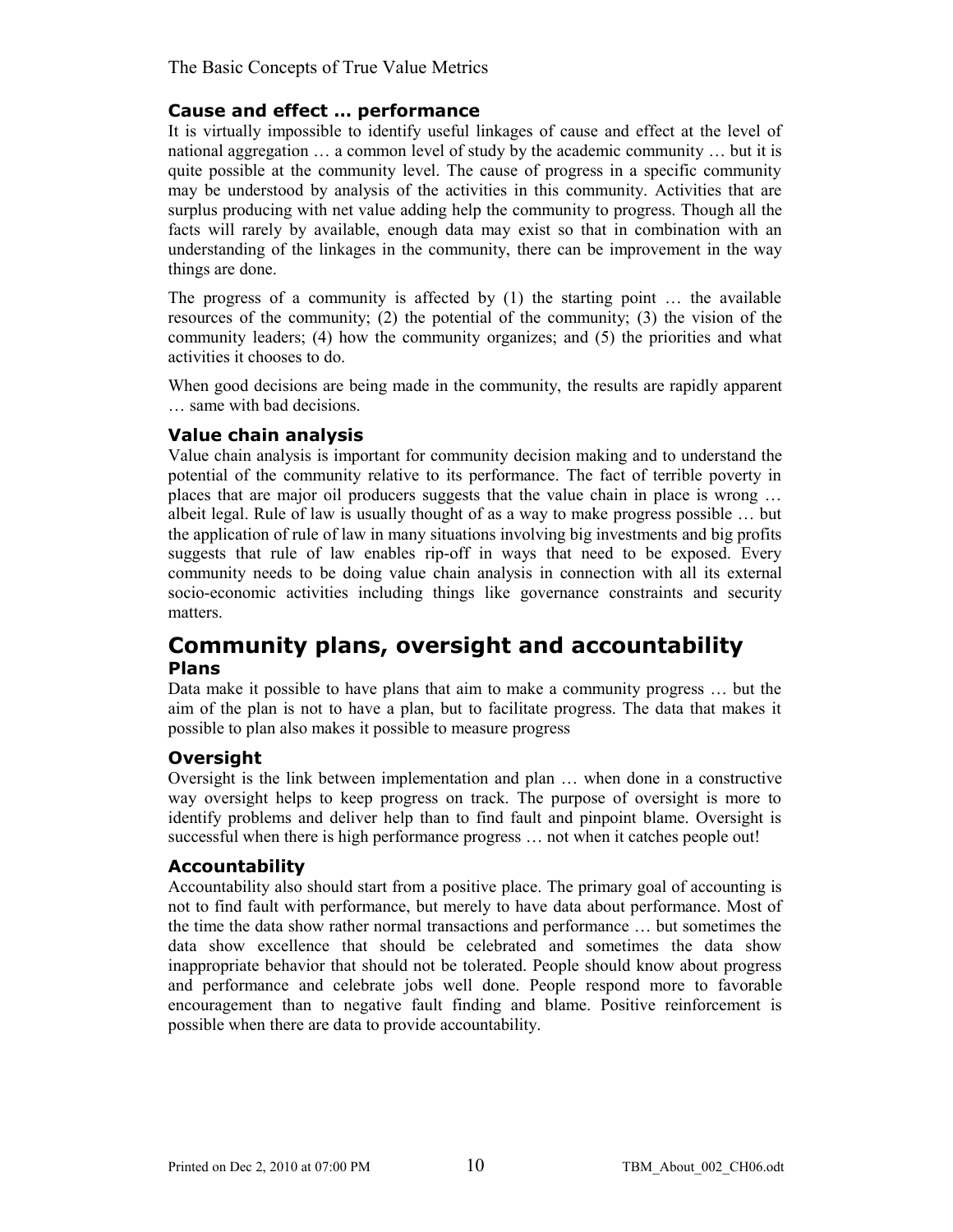### Cause and effect … performance

It is virtually impossible to identify useful linkages of cause and effect at the level of national aggregation … a common level of study by the academic community … but it is quite possible at the community level. The cause of progress in a specific community may be understood by analysis of the activities in this community. Activities that are surplus producing with net value adding help the community to progress. Though all the facts will rarely by available, enough data may exist so that in combination with an understanding of the linkages in the community, there can be improvement in the way things are done.

The progress of a community is affected by (1) the starting point … the available resources of the community; (2) the potential of the community; (3) the vision of the community leaders; (4) how the community organizes; and (5) the priorities and what activities it chooses to do.

When good decisions are being made in the community, the results are rapidly apparent … same with bad decisions.

### Value chain analysis

Value chain analysis is important for community decision making and to understand the potential of the community relative to its performance. The fact of terrible poverty in places that are major oil producers suggests that the value chain in place is wrong … albeit legal. Rule of law is usually thought of as a way to make progress possible … but the application of rule of law in many situations involving big investments and big profits suggests that rule of law enables rip-off in ways that need to be exposed. Every community needs to be doing value chain analysis in connection with all its external socio-economic activities including things like governance constraints and security matters.

## Community plans, oversight and accountability

### Plans

Data make it possible to have plans that aim to make a community progress … but the aim of the plan is not to have a plan, but to facilitate progress. The data that makes it possible to plan also makes it possible to measure progress

### Oversight

Oversight is the link between implementation and plan … when done in a constructive way oversight helps to keep progress on track. The purpose of oversight is more to identify problems and deliver help than to find fault and pinpoint blame. Oversight is successful when there is high performance progress … not when it catches people out!

### Accountability

Accountability also should start from a positive place. The primary goal of accounting is not to find fault with performance, but merely to have data about performance. Most of the time the data show rather normal transactions and performance … but sometimes the data show excellence that should be celebrated and sometimes the data show inappropriate behavior that should not be tolerated. People should know about progress and performance and celebrate jobs well done. People respond more to favorable encouragement than to negative fault finding and blame. Positive reinforcement is possible when there are data to provide accountability.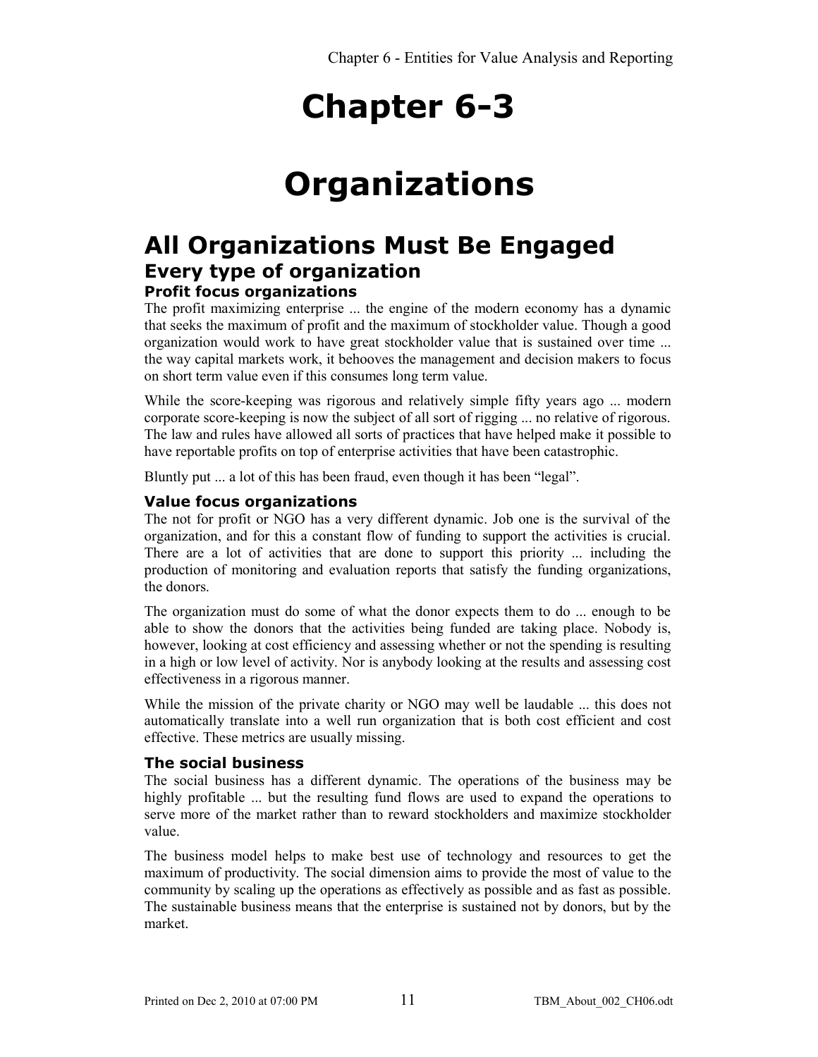# Chapter 6-3

# Organizations

## All Organizations Must Be Engaged

### Every type of organization

#### Profit focus organizations

The profit maximizing enterprise ... the engine of the modern economy has a dynamic that seeks the maximum of profit and the maximum of stockholder value. Though a good organization would work to have great stockholder value that is sustained over time ... the way capital markets work, it behooves the management and decision makers to focus on short term value even if this consumes long term value.

While the score-keeping was rigorous and relatively simple fifty years ago ... modern corporate score-keeping is now the subject of all sort of rigging ... no relative of rigorous. The law and rules have allowed all sorts of practices that have helped make it possible to have reportable profits on top of enterprise activities that have been catastrophic.

Bluntly put ... a lot of this has been fraud, even though it has been "legal".

#### Value focus organizations

The not for profit or NGO has a very different dynamic. Job one is the survival of the organization, and for this a constant flow of funding to support the activities is crucial. There are a lot of activities that are done to support this priority ... including the production of monitoring and evaluation reports that satisfy the funding organizations, the donors.

The organization must do some of what the donor expects them to do ... enough to be able to show the donors that the activities being funded are taking place. Nobody is, however, looking at cost efficiency and assessing whether or not the spending is resulting in a high or low level of activity. Nor is anybody looking at the results and assessing cost effectiveness in a rigorous manner.

While the mission of the private charity or NGO may well be laudable ... this does not automatically translate into a well run organization that is both cost efficient and cost effective. These metrics are usually missing.

#### The social business

The social business has a different dynamic. The operations of the business may be highly profitable ... but the resulting fund flows are used to expand the operations to serve more of the market rather than to reward stockholders and maximize stockholder value.

The business model helps to make best use of technology and resources to get the maximum of productivity. The social dimension aims to provide the most of value to the community by scaling up the operations as effectively as possible and as fast as possible. The sustainable business means that the enterprise is sustained not by donors, but by the market.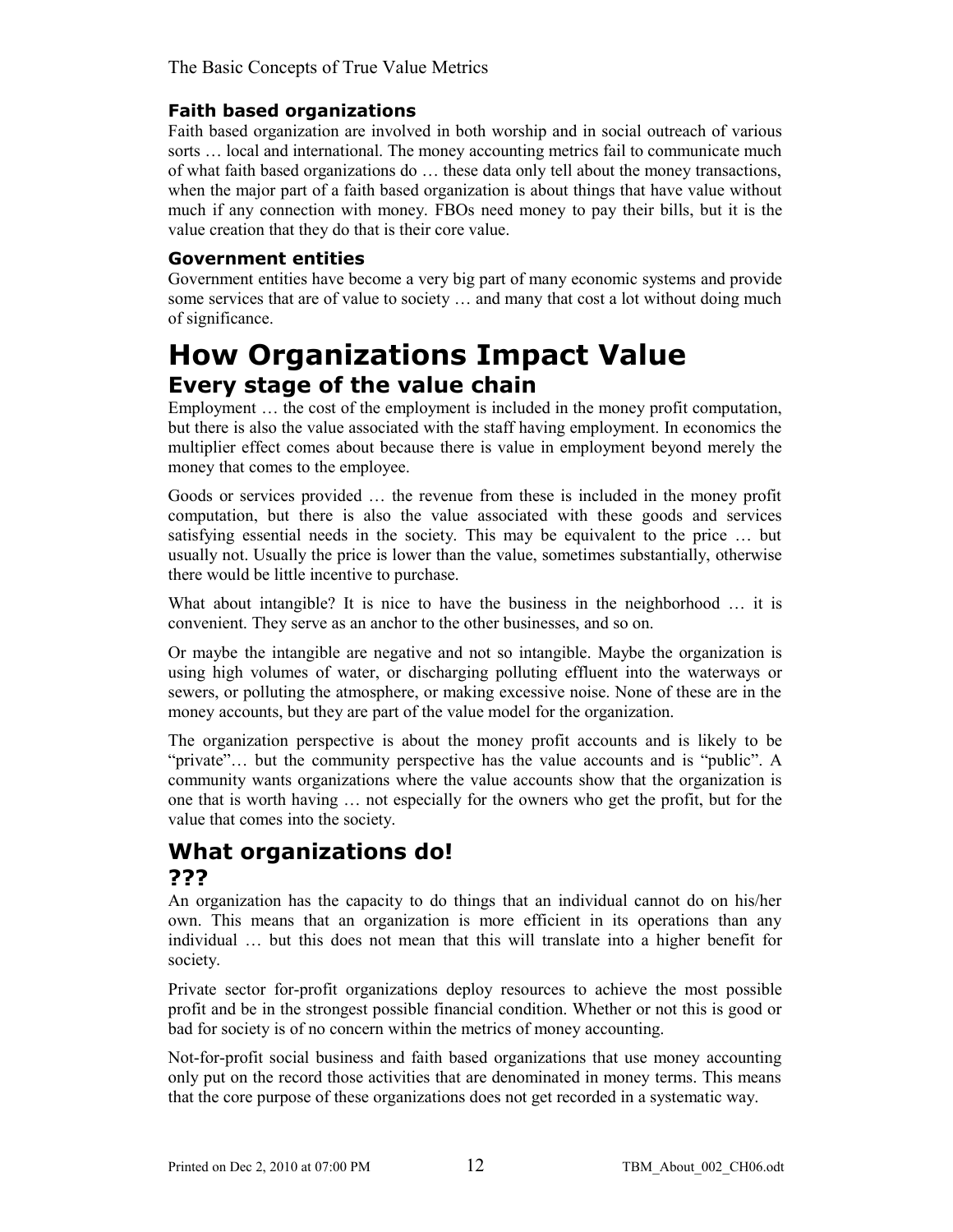### Faith based organizations

Faith based organization are involved in both worship and in social outreach of various sorts … local and international. The money accounting metrics fail to communicate much of what faith based organizations do … these data only tell about the money transactions, when the major part of a faith based organization is about things that have value without much if any connection with money. FBOs need money to pay their bills, but it is the value creation that they do that is their core value.

### Government entities

Government entities have become a very big part of many economic systems and provide some services that are of value to society … and many that cost a lot without doing much of significance.

# How Organizations Impact Value

## Every stage of the value chain

Employment … the cost of the employment is included in the money profit computation, but there is also the value associated with the staff having employment. In economics the multiplier effect comes about because there is value in employment beyond merely the money that comes to the employee.

Goods or services provided … the revenue from these is included in the money profit computation, but there is also the value associated with these goods and services satisfying essential needs in the society. This may be equivalent to the price … but usually not. Usually the price is lower than the value, sometimes substantially, otherwise there would be little incentive to purchase.

What about intangible? It is nice to have the business in the neighborhood … it is convenient. They serve as an anchor to the other businesses, and so on.

Or maybe the intangible are negative and not so intangible. Maybe the organization is using high volumes of water, or discharging polluting effluent into the waterways or sewers, or polluting the atmosphere, or making excessive noise. None of these are in the money accounts, but they are part of the value model for the organization.

The organization perspective is about the money profit accounts and is likely to be "private"… but the community perspective has the value accounts and is "public". A community wants organizations where the value accounts show that the organization is one that is worth having … not especially for the owners who get the profit, but for the value that comes into the society.

## What organizations do!

### ???

An organization has the capacity to do things that an individual cannot do on his/her own. This means that an organization is more efficient in its operations than any individual … but this does not mean that this will translate into a higher benefit for society.

Private sector for-profit organizations deploy resources to achieve the most possible profit and be in the strongest possible financial condition. Whether or not this is good or bad for society is of no concern within the metrics of money accounting.

Not-for-profit social business and faith based organizations that use money accounting only put on the record those activities that are denominated in money terms. This means that the core purpose of these organizations does not get recorded in a systematic way.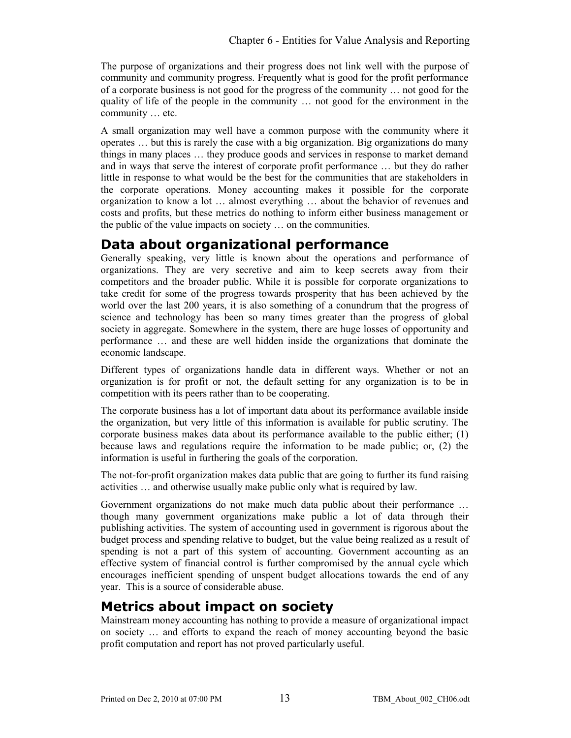The purpose of organizations and their progress does not link well with the purpose of community and community progress. Frequently what is good for the profit performance of a corporate business is not good for the progress of the community … not good for the quality of life of the people in the community … not good for the environment in the community … etc.

A small organization may well have a common purpose with the community where it operates … but this is rarely the case with a big organization. Big organizations do many things in many places … they produce goods and services in response to market demand and in ways that serve the interest of corporate profit performance … but they do rather little in response to what would be the best for the communities that are stakeholders in the corporate operations. Money accounting makes it possible for the corporate organization to know a lot … almost everything … about the behavior of revenues and costs and profits, but these metrics do nothing to inform either business management or the public of the value impacts on society … on the communities.

## Data about organizational performance

Generally speaking, very little is known about the operations and performance of organizations. They are very secretive and aim to keep secrets away from their competitors and the broader public. While it is possible for corporate organizations to take credit for some of the progress towards prosperity that has been achieved by the world over the last 200 years, it is also something of a conundrum that the progress of science and technology has been so many times greater than the progress of global society in aggregate. Somewhere in the system, there are huge losses of opportunity and performance … and these are well hidden inside the organizations that dominate the economic landscape.

Different types of organizations handle data in different ways. Whether or not an organization is for profit or not, the default setting for any organization is to be in competition with its peers rather than to be cooperating.

The corporate business has a lot of important data about its performance available inside the organization, but very little of this information is available for public scrutiny. The corporate business makes data about its performance available to the public either; (1) because laws and regulations require the information to be made public; or, (2) the information is useful in furthering the goals of the corporation.

The not-for-profit organization makes data public that are going to further its fund raising activities … and otherwise usually make public only what is required by law.

Government organizations do not make much data public about their performance … though many government organizations make public a lot of data through their publishing activities. The system of accounting used in government is rigorous about the budget process and spending relative to budget, but the value being realized as a result of spending is not a part of this system of accounting. Government accounting as an effective system of financial control is further compromised by the annual cycle which encourages inefficient spending of unspent budget allocations towards the end of any year. This is a source of considerable abuse.

## Metrics about impact on society

Mainstream money accounting has nothing to provide a measure of organizational impact on society … and efforts to expand the reach of money accounting beyond the basic profit computation and report has not proved particularly useful.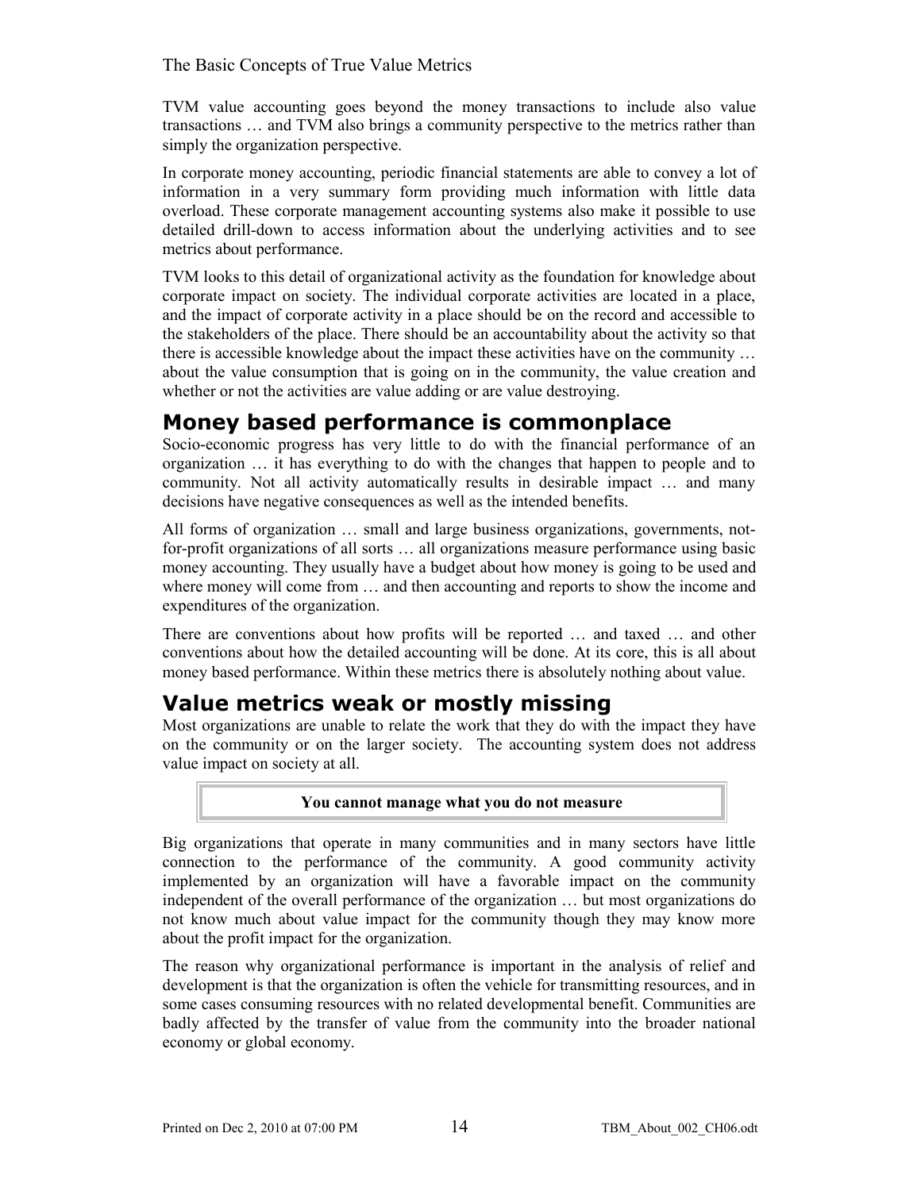TVM value accounting goes beyond the money transactions to include also value transactions … and TVM also brings a community perspective to the metrics rather than simply the organization perspective.

In corporate money accounting, periodic financial statements are able to convey a lot of information in a very summary form providing much information with little data overload. These corporate management accounting systems also make it possible to use detailed drill-down to access information about the underlying activities and to see metrics about performance.

TVM looks to this detail of organizational activity as the foundation for knowledge about corporate impact on society. The individual corporate activities are located in a place, and the impact of corporate activity in a place should be on the record and accessible to the stakeholders of the place. There should be an accountability about the activity so that there is accessible knowledge about the impact these activities have on the community … about the value consumption that is going on in the community, the value creation and whether or not the activities are value adding or are value destroying.

## Money based performance is commonplace

Socio-economic progress has very little to do with the financial performance of an organization … it has everything to do with the changes that happen to people and to community. Not all activity automatically results in desirable impact … and many decisions have negative consequences as well as the intended benefits.

All forms of organization … small and large business organizations, governments, not-for-profit organizations of all sorts … all organizations measure performance using basic money accounting. They usually have a budget about how money is going to be used and where money will come from … and then accounting and reports to show the income and expenditures of the organization.

There are conventions about how profits will be reported … and taxed … and other conventions about how the detailed accounting will be done. At its core, this is all about money based performance. Within these metrics there is absolutely nothing about value.

## Value metrics weak or mostly missing

Most organizations are unable to relate the work that they do with the impact they have on the community or on the larger society. The accounting system does not address value impact on society at all.

**You cannot manage what you do not measure**

Big organizations that operate in many communities and in many sectors have little connection to the performance of the community. A good community activity implemented by an organization will have a favorable impact on the community independent of the overall performance of the organization … but most organizations do not know much about value impact for the community though they may know more about the profit impact for the organization.

The reason why organizational performance is important in the analysis of relief and development is that the organization is often the vehicle for transmitting resources, and in some cases consuming resources with no related developmental benefit. Communities are badly affected by the transfer of value from the community into the broader national economy or global economy.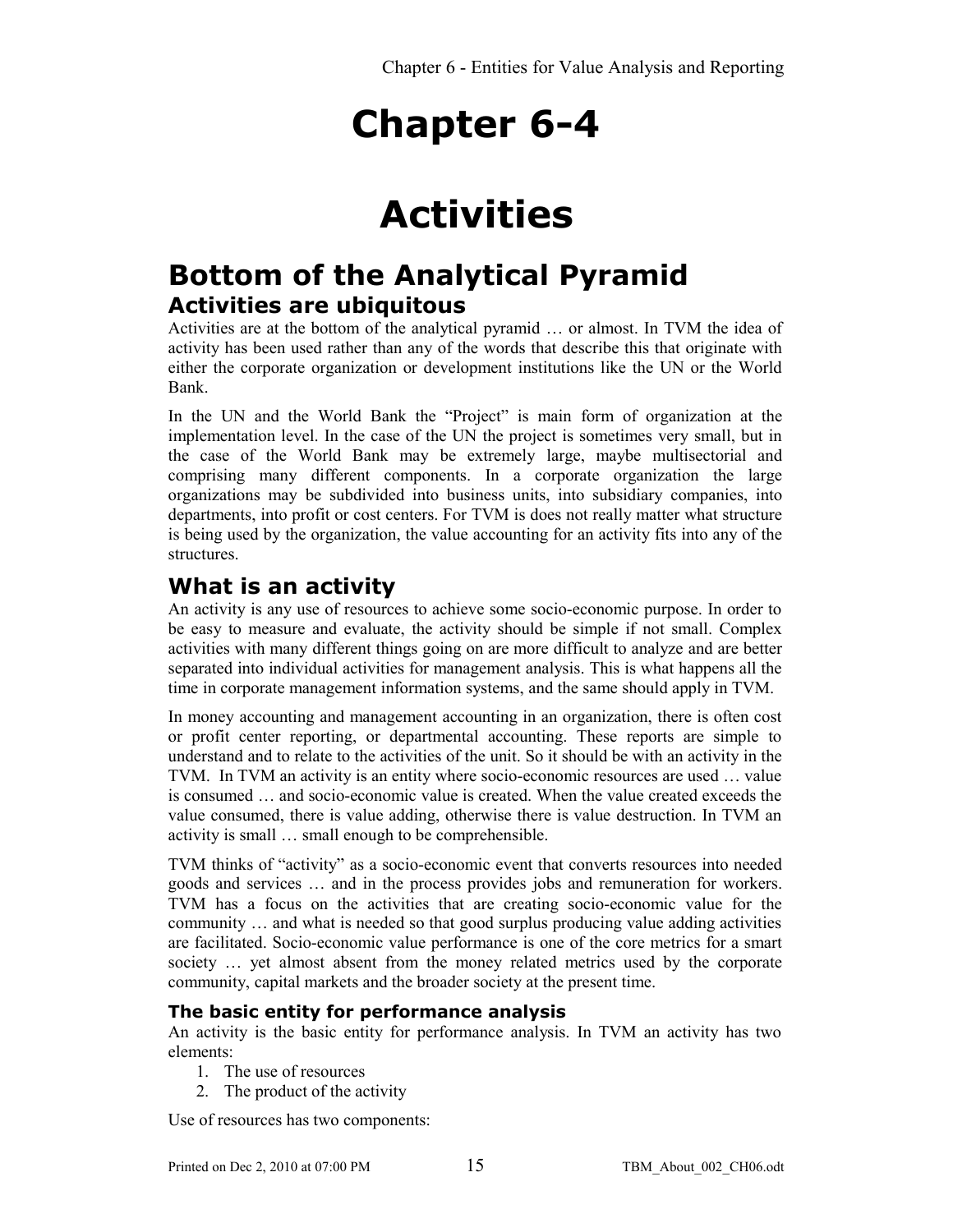# Chapter 6-4

# Activities

## Bottom of the Analytical Pyramid

### Activities are ubiquitous

Activities are at the bottom of the analytical pyramid … or almost. In TVM the idea of activity has been used rather than any of the words that describe this that originate with either the corporate organization or development institutions like the UN or the World Bank.

In the UN and the World Bank the "Project" is main form of organization at the implementation level. In the case of the UN the project is sometimes very small, but in the case of the World Bank may be extremely large, maybe multisectorial and comprising many different components. In a corporate organization the large organizations may be subdivided into business units, into subsidiary companies, into departments, into profit or cost centers. For TVM is does not really matter what structure is being used by the organization, the value accounting for an activity fits into any of the structures.

## What is an activity

An activity is any use of resources to achieve some socio-economic purpose. In order to be easy to measure and evaluate, the activity should be simple if not small. Complex activities with many different things going on are more difficult to analyze and are better separated into individual activities for management analysis. This is what happens all the time in corporate management information systems, and the same should apply in TVM.

In money accounting and management accounting in an organization, there is often cost or profit center reporting, or departmental accounting. These reports are simple to understand and to relate to the activities of the unit. So it should be with an activity in the TVM. In TVM an activity is an entity where socio-economic resources are used … value is consumed … and socio-economic value is created. When the value created exceeds the value consumed, there is value adding, otherwise there is value destruction. In TVM an activity is small … small enough to be comprehensible.

TVM thinks of "activity" as a socio-economic event that converts resources into needed goods and services … and in the process provides jobs and remuneration for workers. TVM has a focus on the activities that are creating socio-economic value for the community … and what is needed so that good surplus producing value adding activities are facilitated. Socio-economic value performance is one of the core metrics for a smart society … yet almost absent from the money related metrics used by the corporate community, capital markets and the broader society at the present time.

#### The basic entity for performance analysis

An activity is the basic entity for performance analysis. In TVM an activity has two elements:

1. The use of resources
2. The product of the activity

Use of resources has two components: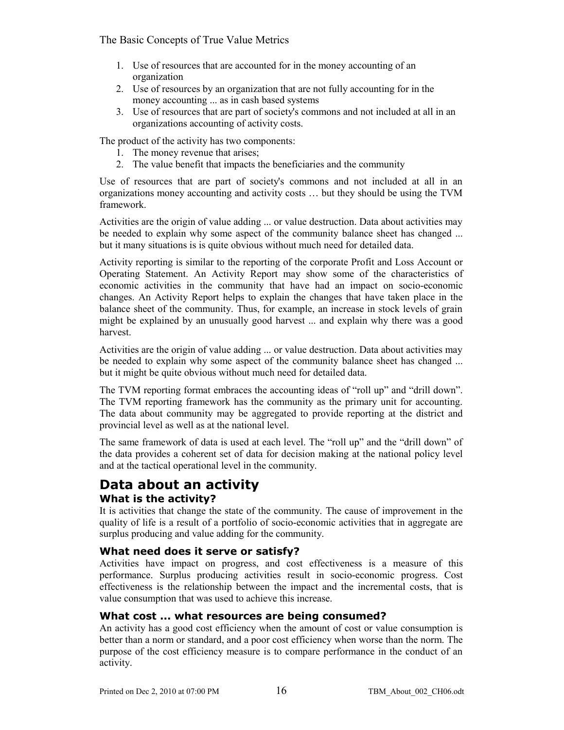1. Use of resources that are accounted for in the money accounting of an organization
2. Use of resources by an organization that are not fully accounting for in the money accounting ... as in cash based systems
3. Use of resources that are part of society's commons and not included at all in an organizations accounting of activity costs.

The product of the activity has two components:

1. The money revenue that arises;
2. The value benefit that impacts the beneficiaries and the community

Use of resources that are part of society's commons and not included at all in an organizations money accounting and activity costs … but they should be using the TVM framework.

Activities are the origin of value adding ... or value destruction. Data about activities may be needed to explain why some aspect of the community balance sheet has changed ... but it many situations is is quite obvious without much need for detailed data.

Activity reporting is similar to the reporting of the corporate Profit and Loss Account or Operating Statement. An Activity Report may show some of the characteristics of economic activities in the community that have had an impact on socio-economic changes. An Activity Report helps to explain the changes that have taken place in the balance sheet of the community. Thus, for example, an increase in stock levels of grain might be explained by an unusually good harvest ... and explain why there was a good harvest.

Activities are the origin of value adding ... or value destruction. Data about activities may be needed to explain why some aspect of the community balance sheet has changed ... but it might be quite obvious without much need for detailed data.

The TVM reporting format embraces the accounting ideas of "roll up" and "drill down". The TVM reporting framework has the community as the primary unit for accounting. The data about community may be aggregated to provide reporting at the district and provincial level as well as at the national level.

The same framework of data is used at each level. The "roll up" and the "drill down" of the data provides a coherent set of data for decision making at the national policy level and at the tactical operational level in the community.

# Data about an activity

### What is the activity?

It is activities that change the state of the community. The cause of improvement in the quality of life is a result of a portfolio of socio-economic activities that in aggregate are surplus producing and value adding for the community.

### What need does it serve or satisfy?

Activities have impact on progress, and cost effectiveness is a measure of this performance. Surplus producing activities result in socio-economic progress. Cost effectiveness is the relationship between the impact and the incremental costs, that is value consumption that was used to achieve this increase.

### What cost ... what resources are being consumed?

An activity has a good cost efficiency when the amount of cost or value consumption is better than a norm or standard, and a poor cost efficiency when worse than the norm. The purpose of the cost efficiency measure is to compare performance in the conduct of an activity.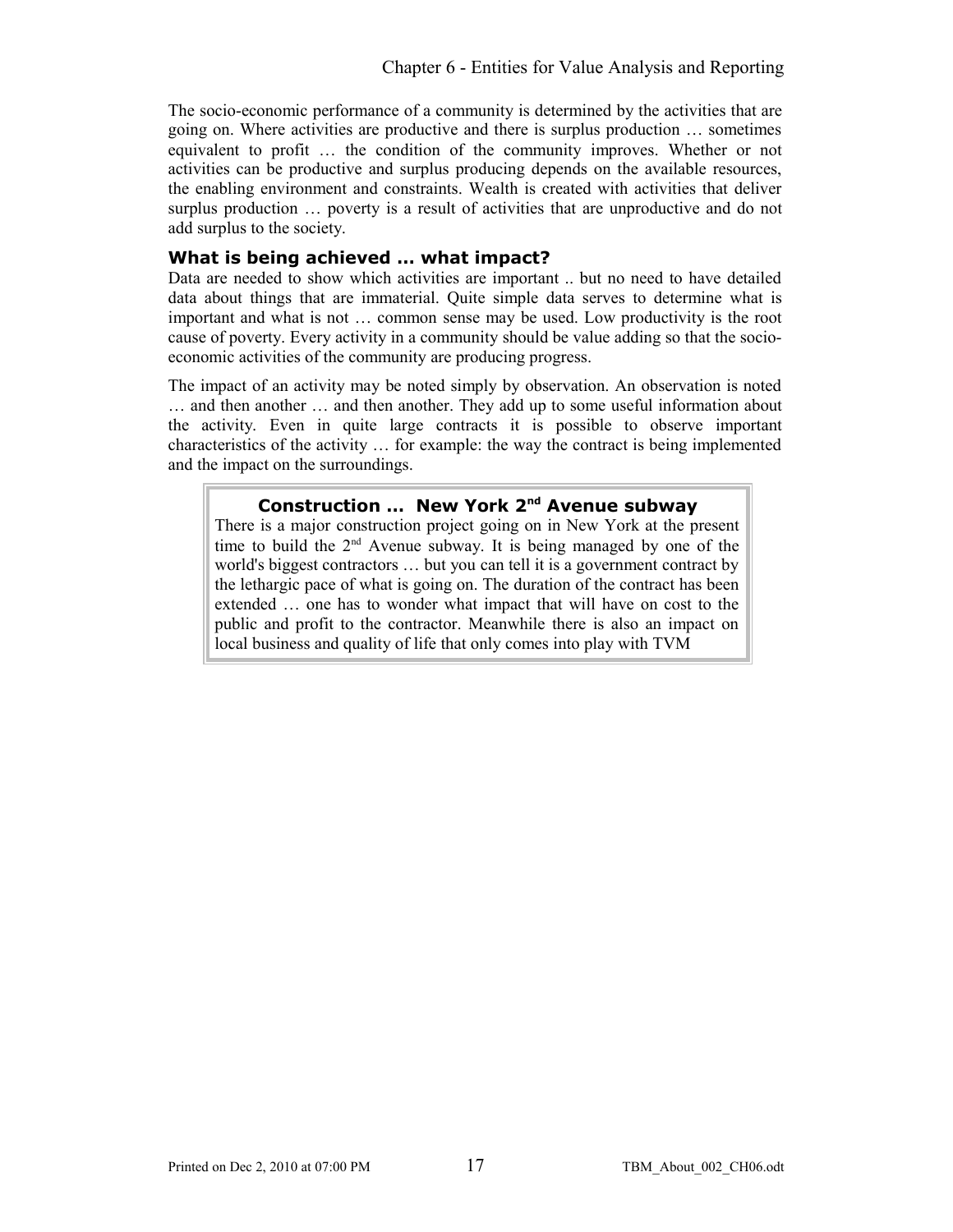The socio-economic performance of a community is determined by the activities that are going on. Where activities are productive and there is surplus production … sometimes equivalent to profit … the condition of the community improves. Whether or not activities can be productive and surplus producing depends on the available resources, the enabling environment and constraints. Wealth is created with activities that deliver surplus production … poverty is a result of activities that are unproductive and do not add surplus to the society.

### What is being achieved … what impact?

Data are needed to show which activities are important .. but no need to have detailed data about things that are immaterial. Quite simple data serves to determine what is important and what is not … common sense may be used. Low productivity is the root cause of poverty. Every activity in a community should be value adding so that the socio-economic activities of the community are producing progress.

The impact of an activity may be noted simply by observation. An observation is noted … and then another … and then another. They add up to some useful information about the activity. Even in quite large contracts it is possible to observe important characteristics of the activity … for example: the way the contract is being implemented and the impact on the surroundings.

> **Construction … New York 2nd Avenue subway**
>
> There is a major construction project going on in New York at the present time to build the 2nd Avenue subway. It is being managed by one of the world's biggest contractors … but you can tell it is a government contract by the lethargic pace of what is going on. The duration of the contract has been extended … one has to wonder what impact that will have on cost to the public and profit to the contractor. Meanwhile there is also an impact on local business and quality of life that only comes into play with TVM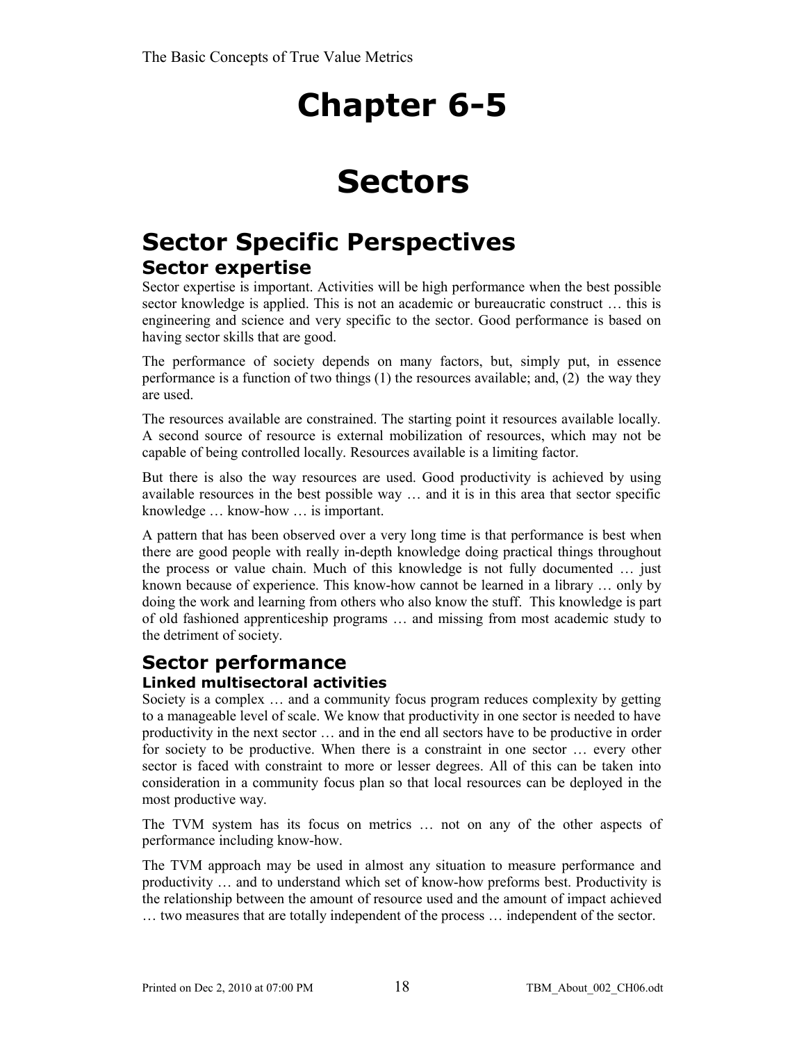# Chapter 6-5

# Sectors

## Sector Specific Perspectives

### Sector expertise

Sector expertise is important. Activities will be high performance when the best possible sector knowledge is applied. This is not an academic or bureaucratic construct … this is engineering and science and very specific to the sector. Good performance is based on having sector skills that are good.

The performance of society depends on many factors, but, simply put, in essence performance is a function of two things (1) the resources available; and, (2) the way they are used.

The resources available are constrained. The starting point it resources available locally. A second source of resource is external mobilization of resources, which may not be capable of being controlled locally. Resources available is a limiting factor.

But there is also the way resources are used. Good productivity is achieved by using available resources in the best possible way … and it is in this area that sector specific knowledge … know-how … is important.

A pattern that has been observed over a very long time is that performance is best when there are good people with really in-depth knowledge doing practical things throughout the process or value chain. Much of this knowledge is not fully documented … just known because of experience. This know-how cannot be learned in a library … only by doing the work and learning from others who also know the stuff. This knowledge is part of old fashioned apprenticeship programs … and missing from most academic study to the detriment of society.

### Sector performance

#### Linked multisectoral activities

Society is a complex … and a community focus program reduces complexity by getting to a manageable level of scale. We know that productivity in one sector is needed to have productivity in the next sector … and in the end all sectors have to be productive in order for society to be productive. When there is a constraint in one sector … every other sector is faced with constraint to more or lesser degrees. All of this can be taken into consideration in a community focus plan so that local resources can be deployed in the most productive way.

The TVM system has its focus on metrics … not on any of the other aspects of performance including know-how.

The TVM approach may be used in almost any situation to measure performance and productivity … and to understand which set of know-how preforms best. Productivity is the relationship between the amount of resource used and the amount of impact achieved … two measures that are totally independent of the process … independent of the sector.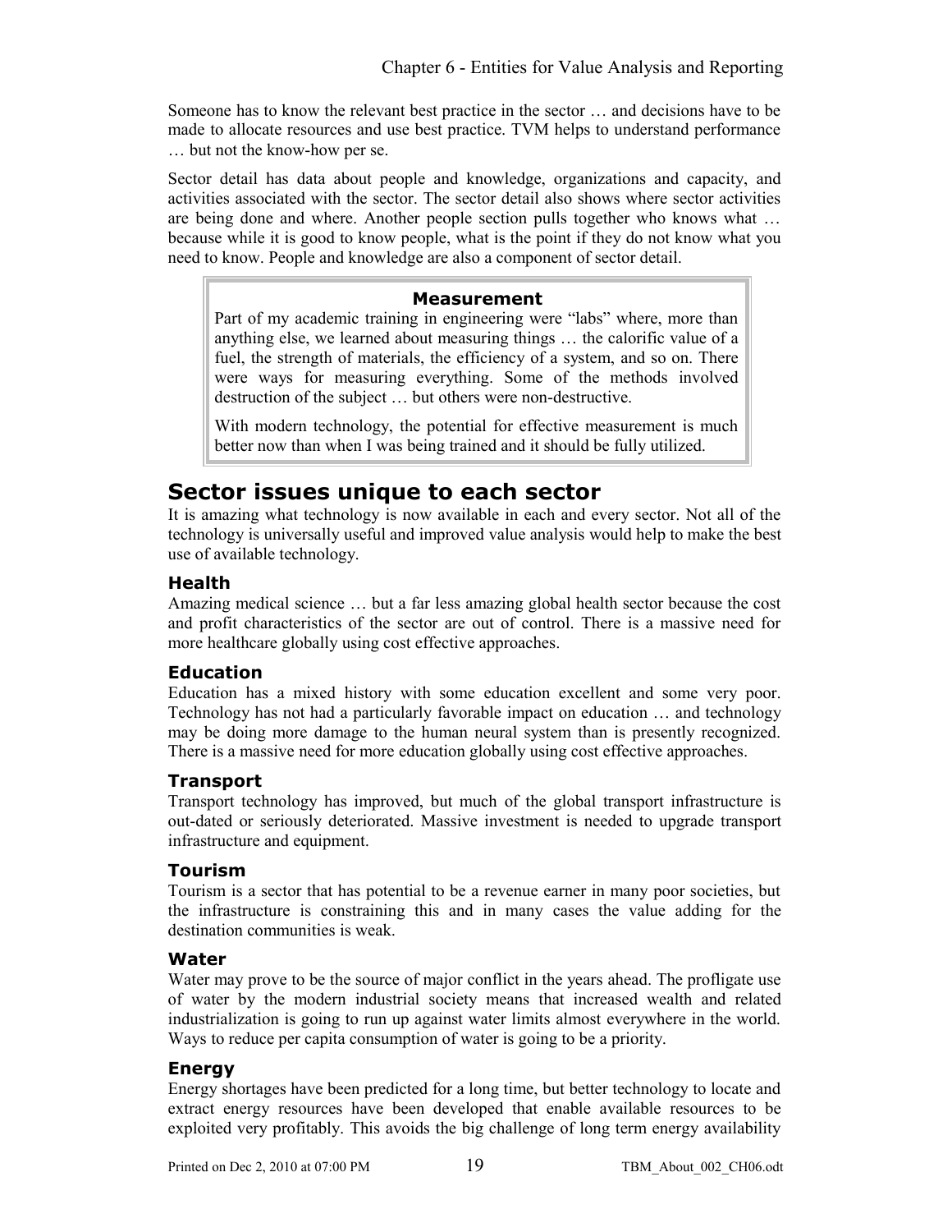Someone has to know the relevant best practice in the sector … and decisions have to be made to allocate resources and use best practice. TVM helps to understand performance … but not the know-how per se.

Sector detail has data about people and knowledge, organizations and capacity, and activities associated with the sector. The sector detail also shows where sector activities are being done and where. Another people section pulls together who knows what … because while it is good to know people, what is the point if they do not know what you need to know. People and knowledge are also a component of sector detail.

> **Measurement**
>
> Part of my academic training in engineering were "labs" where, more than anything else, we learned about measuring things … the calorific value of a fuel, the strength of materials, the efficiency of a system, and so on. There were ways for measuring everything. Some of the methods involved destruction of the subject … but others were non-destructive.
>
> With modern technology, the potential for effective measurement is much better now than when I was being trained and it should be fully utilized.

## Sector issues unique to each sector

It is amazing what technology is now available in each and every sector. Not all of the technology is universally useful and improved value analysis would help to make the best use of available technology.

### Health

Amazing medical science … but a far less amazing global health sector because the cost and profit characteristics of the sector are out of control. There is a massive need for more healthcare globally using cost effective approaches.

### Education

Education has a mixed history with some education excellent and some very poor. Technology has not had a particularly favorable impact on education … and technology may be doing more damage to the human neural system than is presently recognized. There is a massive need for more education globally using cost effective approaches.

### Transport

Transport technology has improved, but much of the global transport infrastructure is out-dated or seriously deteriorated. Massive investment is needed to upgrade transport infrastructure and equipment.

### Tourism

Tourism is a sector that has potential to be a revenue earner in many poor societies, but the infrastructure is constraining this and in many cases the value adding for the destination communities is weak.

### Water

Water may prove to be the source of major conflict in the years ahead. The profligate use of water by the modern industrial society means that increased wealth and related industrialization is going to run up against water limits almost everywhere in the world. Ways to reduce per capita consumption of water is going to be a priority.

### Energy

Energy shortages have been predicted for a long time, but better technology to locate and extract energy resources have been developed that enable available resources to be exploited very profitably. This avoids the big challenge of long term energy availability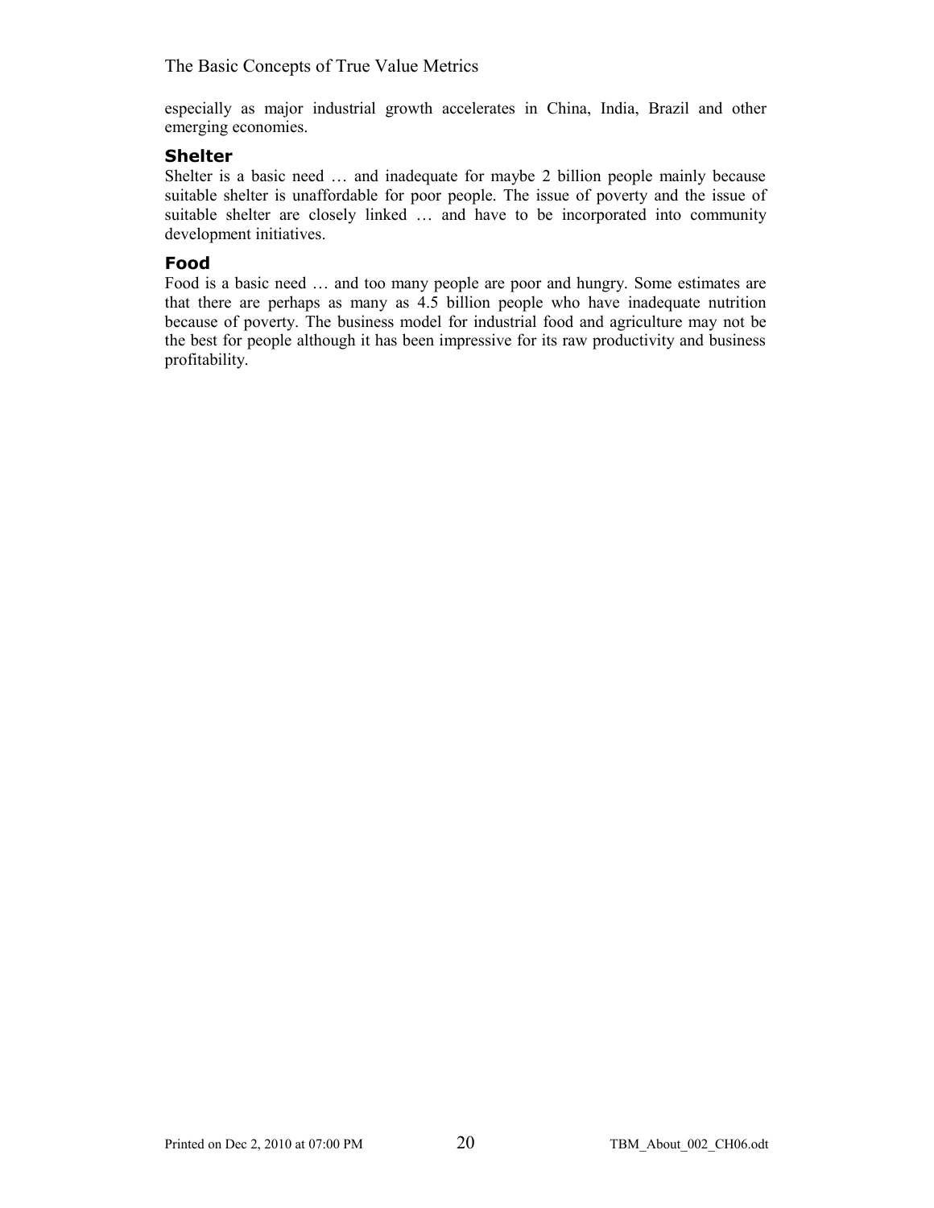especially as major industrial growth accelerates in China, India, Brazil and other emerging economies.

### Shelter

Shelter is a basic need … and inadequate for maybe 2 billion people mainly because suitable shelter is unaffordable for poor people. The issue of poverty and the issue of suitable shelter are closely linked … and have to be incorporated into community development initiatives.

### Food

Food is a basic need … and too many people are poor and hungry. Some estimates are that there are perhaps as many as 4.5 billion people who have inadequate nutrition because of poverty. The business model for industrial food and agriculture may not be the best for people although it has been impressive for its raw productivity and business profitability.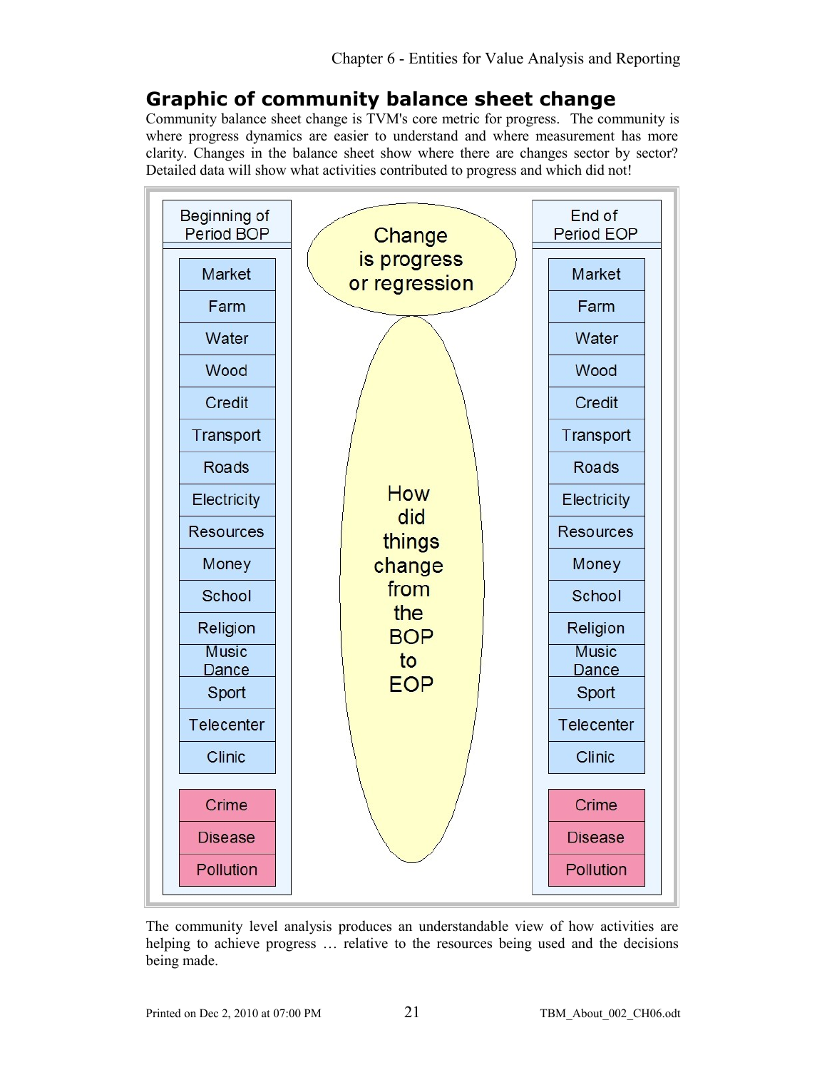## Graphic of community balance sheet change

Community balance sheet change is TVM's core metric for progress. The community is where progress dynamics are easier to understand and where measurement has more clarity. Changes in the balance sheet show where there are changes sector by sector? Detailed data will show what activities contributed to progress and which did not!

| Beginning of Period BOP | | End of Period EOP |
|---|---|---|
| Market | Change is progress or regression | Market |
| Farm | How did things change from the BOP to EOP | Farm |
| Water | | Water |
| Wood | | Wood |
| Credit | | Credit |
| Transport | | Transport |
| Roads | | Roads |
| Electricity | | Electricity |
| Resources | | Resources |
| Money | | Money |
| School | | School |
| Religion | | Religion |
| Music Dance | | Music Dance |
| Sport | | Sport |
| Telecenter | | Telecenter |
| Clinic | | Clinic |
| Crime | | Crime |
| Disease | | Disease |
| Pollution | | Pollution |

The community level analysis produces an understandable view of how activities are helping to achieve progress … relative to the resources being used and the decisions being made.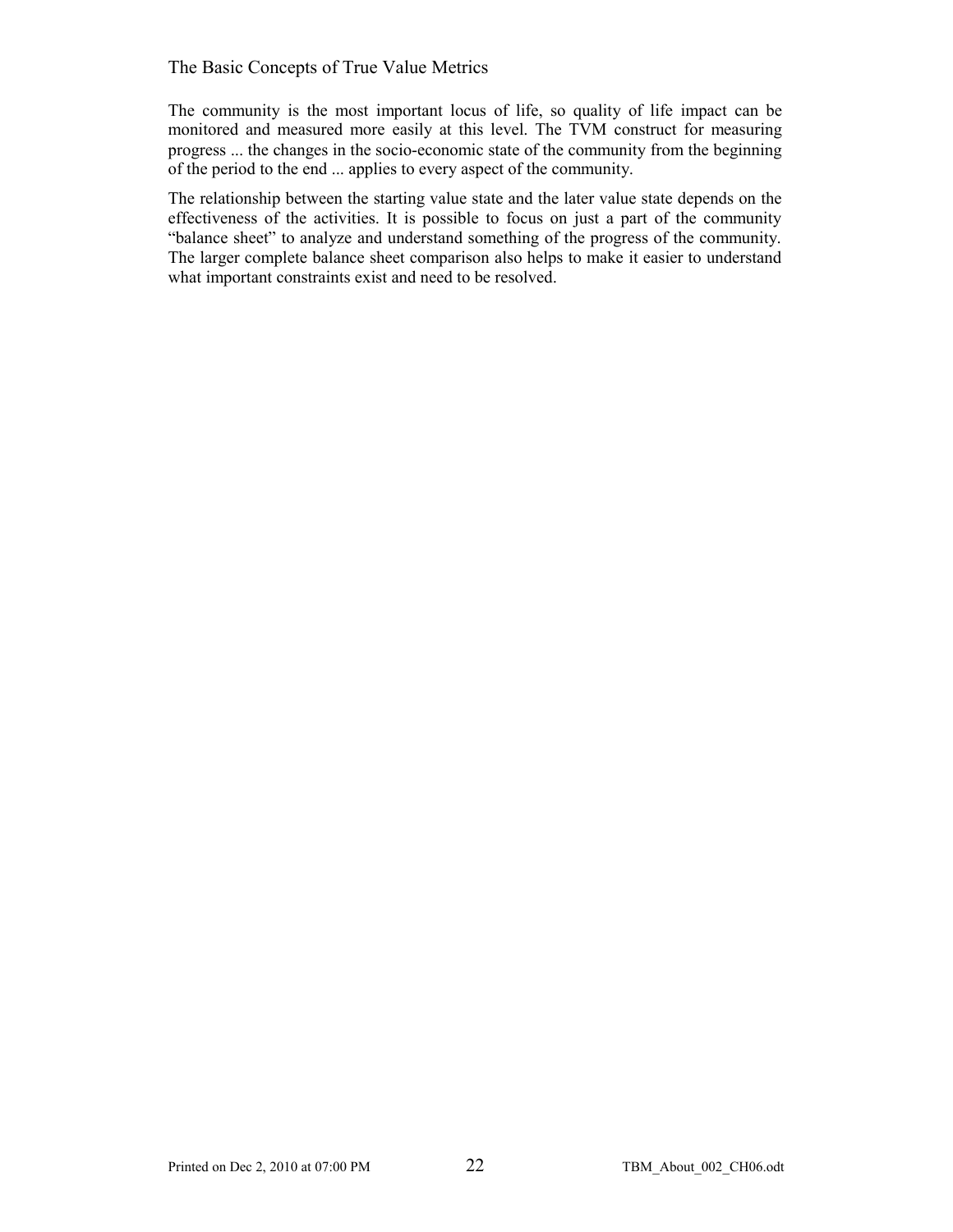The community is the most important locus of life, so quality of life impact can be monitored and measured more easily at this level. The TVM construct for measuring progress ... the changes in the socio-economic state of the community from the beginning of the period to the end ... applies to every aspect of the community.

The relationship between the starting value state and the later value state depends on the effectiveness of the activities. It is possible to focus on just a part of the community "balance sheet" to analyze and understand something of the progress of the community. The larger complete balance sheet comparison also helps to make it easier to understand what important constraints exist and need to be resolved.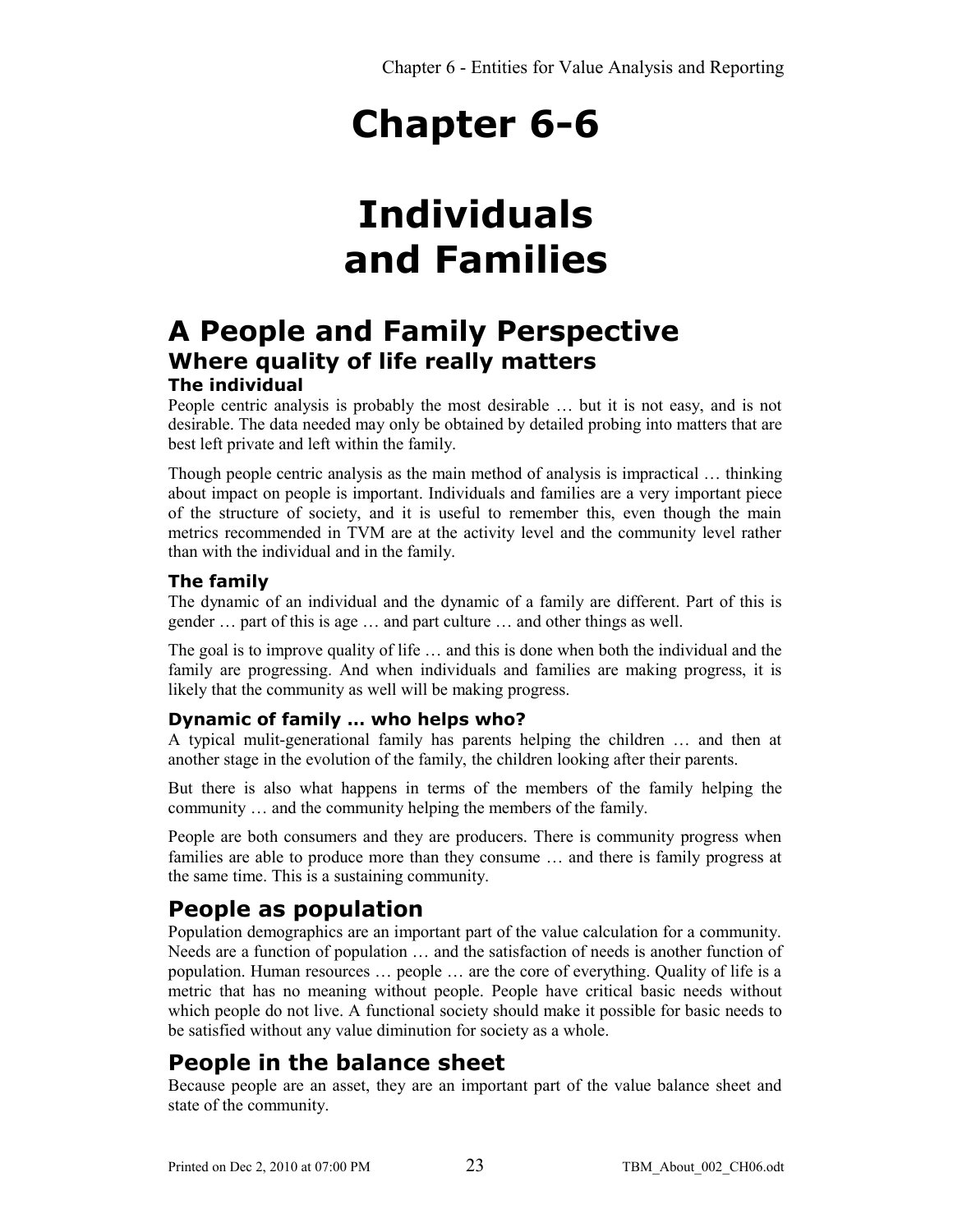# Chapter 6-6

# Individuals and Families

## A People and Family Perspective

### Where quality of life really matters

#### The individual

People centric analysis is probably the most desirable … but it is not easy, and is not desirable. The data needed may only be obtained by detailed probing into matters that are best left private and left within the family.

Though people centric analysis as the main method of analysis is impractical … thinking about impact on people is important. Individuals and families are a very important piece of the structure of society, and it is useful to remember this, even though the main metrics recommended in TVM are at the activity level and the community level rather than with the individual and in the family.

#### The family

The dynamic of an individual and the dynamic of a family are different. Part of this is gender … part of this is age … and part culture … and other things as well.

The goal is to improve quality of life … and this is done when both the individual and the family are progressing. And when individuals and families are making progress, it is likely that the community as well will be making progress.

#### Dynamic of family … who helps who?

A typical mulit-generational family has parents helping the children … and then at another stage in the evolution of the family, the children looking after their parents.

But there is also what happens in terms of the members of the family helping the community … and the community helping the members of the family.

People are both consumers and they are producers. There is community progress when families are able to produce more than they consume … and there is family progress at the same time. This is a sustaining community.

## People as population

Population demographics are an important part of the value calculation for a community. Needs are a function of population … and the satisfaction of needs is another function of population. Human resources … people … are the core of everything. Quality of life is a metric that has no meaning without people. People have critical basic needs without which people do not live. A functional society should make it possible for basic needs to be satisfied without any value diminution for society as a whole.

## People in the balance sheet

Because people are an asset, they are an important part of the value balance sheet and state of the community.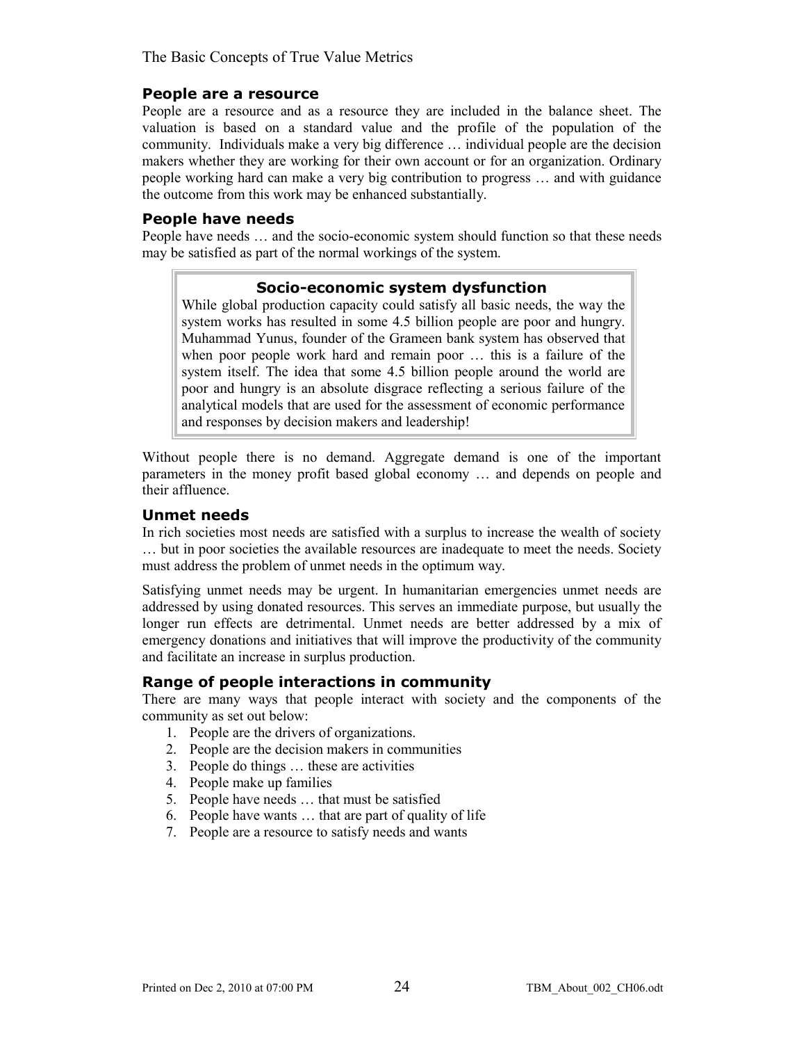## People are a resource

People are a resource and as a resource they are included in the balance sheet. The valuation is based on a standard value and the profile of the population of the community. Individuals make a very big difference … individual people are the decision makers whether they are working for their own account or for an organization. Ordinary people working hard can make a very big contribution to progress … and with guidance the outcome from this work may be enhanced substantially.

## People have needs

People have needs … and the socio-economic system should function so that these needs may be satisfied as part of the normal workings of the system.

> ### Socio-economic system dysfunction
>
> While global production capacity could satisfy all basic needs, the way the system works has resulted in some 4.5 billion people are poor and hungry. Muhammad Yunus, founder of the Grameen bank system has observed that when poor people work hard and remain poor … this is a failure of the system itself. The idea that some 4.5 billion people around the world are poor and hungry is an absolute disgrace reflecting a serious failure of the analytical models that are used for the assessment of economic performance and responses by decision makers and leadership!

Without people there is no demand. Aggregate demand is one of the important parameters in the money profit based global economy … and depends on people and their affluence.

## Unmet needs

In rich societies most needs are satisfied with a surplus to increase the wealth of society … but in poor societies the available resources are inadequate to meet the needs. Society must address the problem of unmet needs in the optimum way.

Satisfying unmet needs may be urgent. In humanitarian emergencies unmet needs are addressed by using donated resources. This serves an immediate purpose, but usually the longer run effects are detrimental. Unmet needs are better addressed by a mix of emergency donations and initiatives that will improve the productivity of the community and facilitate an increase in surplus production.

## Range of people interactions in community

There are many ways that people interact with society and the components of the community as set out below:

1. People are the drivers of organizations.
2. People are the decision makers in communities
3. People do things … these are activities
4. People make up families
5. People have needs … that must be satisfied
6. People have wants … that are part of quality of life
7. People are a resource to satisfy needs and wants